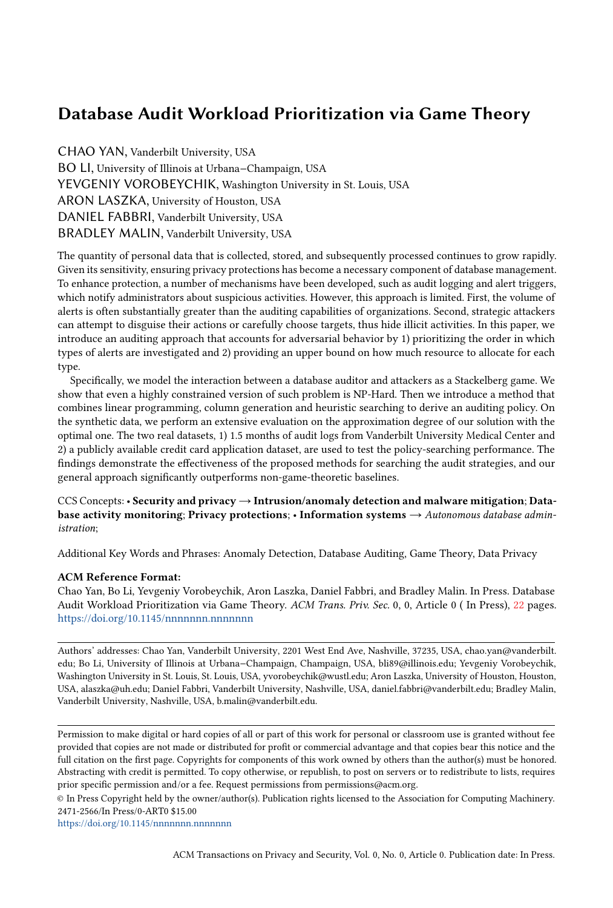# Database Audit Workload Prioritization via Game Theory

CHAO YAN, Vanderbilt University, USA
BO LI, University of Illinois at Urbana–Champaign, USA
YEVGENIY VOROBEYCHIK, Washington University in St. Louis, USA
ARON LASZKA, University of Houston, USA
DANIEL FABBRI, Vanderbilt University, USA
BRADLEY MALIN, Vanderbilt University, USA

The quantity of personal data that is collected, stored, and subsequently processed continues to grow rapidly. Given its sensitivity, ensuring privacy protections has become a necessary component of database management. To enhance protection, a number of mechanisms have been developed, such as audit logging and alert triggers, which notify administrators about suspicious activities. However, this approach is limited. First, the volume of alerts is often substantially greater than the auditing capabilities of organizations. Second, strategic attackers can attempt to disguise their actions or carefully choose targets, thus hide illicit activities. In this paper, we introduce an auditing approach that accounts for adversarial behavior by 1) prioritizing the order in which types of alerts are investigated and 2) providing an upper bound on how much resource to allocate for each type.

Specifically, we model the interaction between a database auditor and attackers as a Stackelberg game. We show that even a highly constrained version of such problem is NP-Hard. Then we introduce a method that combines linear programming, column generation and heuristic searching to derive an auditing policy. On the synthetic data, we perform an extensive evaluation on the approximation degree of our solution with the optimal one. The two real datasets, 1) 1.5 months of audit logs from Vanderbilt University Medical Center and 2) a publicly available credit card application dataset, are used to test the policy-searching performance. The findings demonstrate the effectiveness of the proposed methods for searching the audit strategies, and our general approach significantly outperforms non-game-theoretic baselines.

CCS Concepts: • **Security and privacy → Intrusion/anomaly detection and malware mitigation**; **Database activity monitoring**; **Privacy protections**; • **Information systems** → *Autonomous database administration*;

Additional Key Words and Phrases: Anomaly Detection, Database Auditing, Game Theory, Data Privacy

**ACM Reference Format:**
Chao Yan, Bo Li, Yevgeniy Vorobeychik, Aron Laszka, Daniel Fabbri, and Bradley Malin. In Press. Database Audit Workload Prioritization via Game Theory. *ACM Trans. Priv. Sec.* 0, 0, Article 0 ( In Press), 22 pages. https://doi.org/10.1145/nnnnnnn.nnnnnnn

---

Authors' addresses: Chao Yan, Vanderbilt University, 2201 West End Ave, Nashville, 37235, USA, chao.yan@vanderbilt.edu; Bo Li, University of Illinois at Urbana–Champaign, Champaign, USA, bli89@illinois.edu; Yevgeniy Vorobeychik, Washington University in St. Louis, St. Louis, USA, yvorobeychik@wustl.edu; Aron Laszka, University of Houston, Houston, USA, alaszka@uh.edu; Daniel Fabbri, Vanderbilt University, Nashville, USA, daniel.fabbri@vanderbilt.edu; Bradley Malin, Vanderbilt University, Nashville, USA, b.malin@vanderbilt.edu.

---

Permission to make digital or hard copies of all or part of this work for personal or classroom use is granted without fee provided that copies are not made or distributed for profit or commercial advantage and that copies bear this notice and the full citation on the first page. Copyrights for components of this work owned by others than the author(s) must be honored. Abstracting with credit is permitted. To copy otherwise, or republish, to post on servers or to redistribute to lists, requires prior specific permission and/or a fee. Request permissions from permissions@acm.org.

© In Press Copyright held by the owner/author(s). Publication rights licensed to the Association for Computing Machinery.
2471-2566/In Press/0-ART0 $15.00
https://doi.org/10.1145/nnnnnnn.nnnnnnn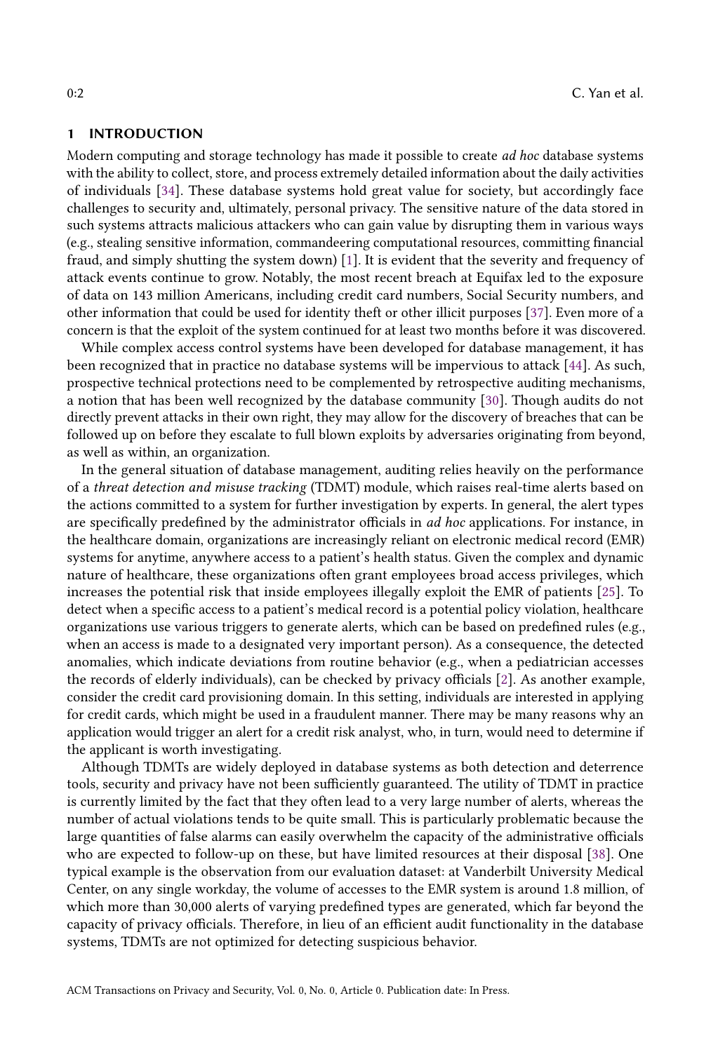## 1 INTRODUCTION

Modern computing and storage technology has made it possible to create *ad hoc* database systems with the ability to collect, store, and process extremely detailed information about the daily activities of individuals [34]. These database systems hold great value for society, but accordingly face challenges to security and, ultimately, personal privacy. The sensitive nature of the data stored in such systems attracts malicious attackers who can gain value by disrupting them in various ways (e.g., stealing sensitive information, commandeering computational resources, committing financial fraud, and simply shutting the system down) [1]. It is evident that the severity and frequency of attack events continue to grow. Notably, the most recent breach at Equifax led to the exposure of data on 143 million Americans, including credit card numbers, Social Security numbers, and other information that could be used for identity theft or other illicit purposes [37]. Even more of a concern is that the exploit of the system continued for at least two months before it was discovered.

While complex access control systems have been developed for database management, it has been recognized that in practice no database systems will be impervious to attack [44]. As such, prospective technical protections need to be complemented by retrospective auditing mechanisms, a notion that has been well recognized by the database community [30]. Though audits do not directly prevent attacks in their own right, they may allow for the discovery of breaches that can be followed up on before they escalate to full blown exploits by adversaries originating from beyond, as well as within, an organization.

In the general situation of database management, auditing relies heavily on the performance of a *threat detection and misuse tracking* (TDMT) module, which raises real-time alerts based on the actions committed to a system for further investigation by experts. In general, the alert types are specifically predefined by the administrator officials in *ad hoc* applications. For instance, in the healthcare domain, organizations are increasingly reliant on electronic medical record (EMR) systems for anytime, anywhere access to a patient's health status. Given the complex and dynamic nature of healthcare, these organizations often grant employees broad access privileges, which increases the potential risk that inside employees illegally exploit the EMR of patients [25]. To detect when a specific access to a patient's medical record is a potential policy violation, healthcare organizations use various triggers to generate alerts, which can be based on predefined rules (e.g., when an access is made to a designated very important person). As a consequence, the detected anomalies, which indicate deviations from routine behavior (e.g., when a pediatrician accesses the records of elderly individuals), can be checked by privacy officials [2]. As another example, consider the credit card provisioning domain. In this setting, individuals are interested in applying for credit cards, which might be used in a fraudulent manner. There may be many reasons why an application would trigger an alert for a credit risk analyst, who, in turn, would need to determine if the applicant is worth investigating.

Although TDMTs are widely deployed in database systems as both detection and deterrence tools, security and privacy have not been sufficiently guaranteed. The utility of TDMT in practice is currently limited by the fact that they often lead to a very large number of alerts, whereas the number of actual violations tends to be quite small. This is particularly problematic because the large quantities of false alarms can easily overwhelm the capacity of the administrative officials who are expected to follow-up on these, but have limited resources at their disposal [38]. One typical example is the observation from our evaluation dataset: at Vanderbilt University Medical Center, on any single workday, the volume of accesses to the EMR system is around 1.8 million, of which more than 30,000 alerts of varying predefined types are generated, which far beyond the capacity of privacy officials. Therefore, in lieu of an efficient audit functionality in the database systems, TDMTs are not optimized for detecting suspicious behavior.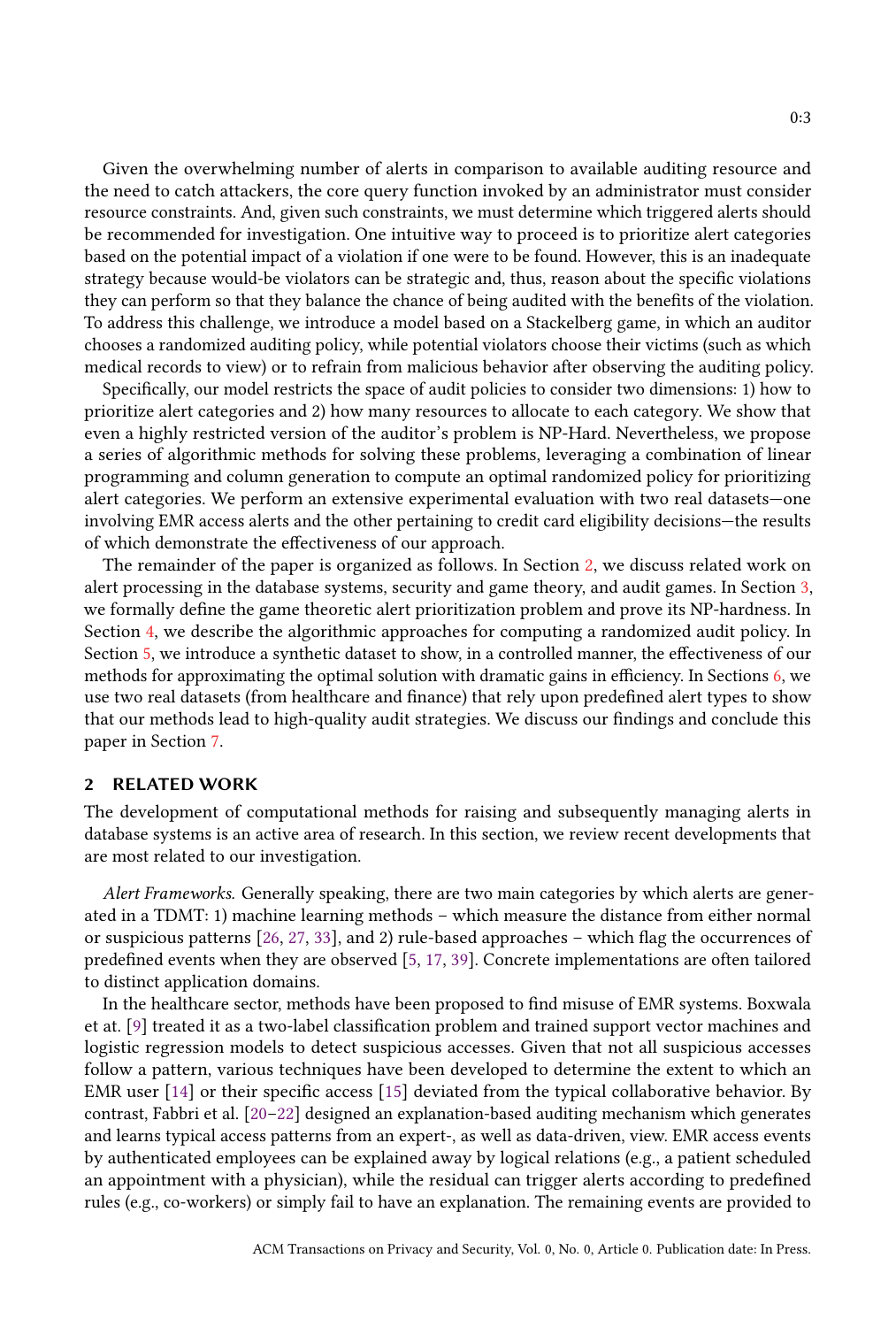Given the overwhelming number of alerts in comparison to available auditing resource and the need to catch attackers, the core query function invoked by an administrator must consider resource constraints. And, given such constraints, we must determine which triggered alerts should be recommended for investigation. One intuitive way to proceed is to prioritize alert categories based on the potential impact of a violation if one were to be found. However, this is an inadequate strategy because would-be violators can be strategic and, thus, reason about the specific violations they can perform so that they balance the chance of being audited with the benefits of the violation. To address this challenge, we introduce a model based on a Stackelberg game, in which an auditor chooses a randomized auditing policy, while potential violators choose their victims (such as which medical records to view) or to refrain from malicious behavior after observing the auditing policy.

Specifically, our model restricts the space of audit policies to consider two dimensions: 1) how to prioritize alert categories and 2) how many resources to allocate to each category. We show that even a highly restricted version of the auditor's problem is NP-Hard. Nevertheless, we propose a series of algorithmic methods for solving these problems, leveraging a combination of linear programming and column generation to compute an optimal randomized policy for prioritizing alert categories. We perform an extensive experimental evaluation with two real datasets—one involving EMR access alerts and the other pertaining to credit card eligibility decisions—the results of which demonstrate the effectiveness of our approach.

The remainder of the paper is organized as follows. In Section 2, we discuss related work on alert processing in the database systems, security and game theory, and audit games. In Section 3, we formally define the game theoretic alert prioritization problem and prove its NP-hardness. In Section 4, we describe the algorithmic approaches for computing a randomized audit policy. In Section 5, we introduce a synthetic dataset to show, in a controlled manner, the effectiveness of our methods for approximating the optimal solution with dramatic gains in efficiency. In Sections 6, we use two real datasets (from healthcare and finance) that rely upon predefined alert types to show that our methods lead to high-quality audit strategies. We discuss our findings and conclude this paper in Section 7.

## 2 RELATED WORK

The development of computational methods for raising and subsequently managing alerts in database systems is an active area of research. In this section, we review recent developments that are most related to our investigation.

*Alert Frameworks.* Generally speaking, there are two main categories by which alerts are generated in a TDMT: 1) machine learning methods – which measure the distance from either normal or suspicious patterns [26, 27, 33], and 2) rule-based approaches – which flag the occurrences of predefined events when they are observed [5, 17, 39]. Concrete implementations are often tailored to distinct application domains.

In the healthcare sector, methods have been proposed to find misuse of EMR systems. Boxwala et at. [9] treated it as a two-label classification problem and trained support vector machines and logistic regression models to detect suspicious accesses. Given that not all suspicious accesses follow a pattern, various techniques have been developed to determine the extent to which an EMR user [14] or their specific access [15] deviated from the typical collaborative behavior. By contrast, Fabbri et al. [20–22] designed an explanation-based auditing mechanism which generates and learns typical access patterns from an expert-, as well as data-driven, view. EMR access events by authenticated employees can be explained away by logical relations (e.g., a patient scheduled an appointment with a physician), while the residual can trigger alerts according to predefined rules (e.g., co-workers) or simply fail to have an explanation. The remaining events are provided to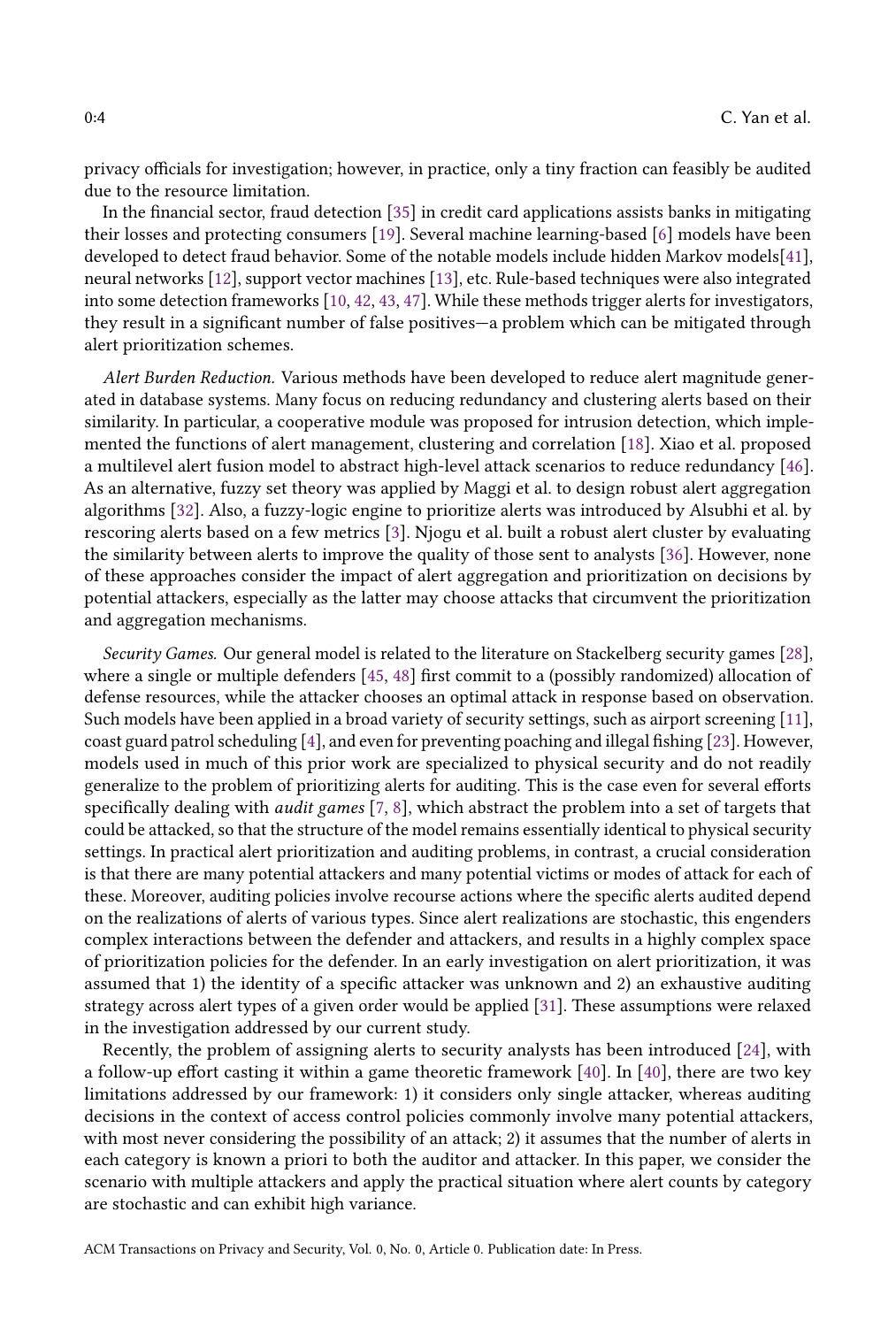privacy officials for investigation; however, in practice, only a tiny fraction can feasibly be audited due to the resource limitation.

In the financial sector, fraud detection [35] in credit card applications assists banks in mitigating their losses and protecting consumers [19]. Several machine learning-based [6] models have been developed to detect fraud behavior. Some of the notable models include hidden Markov models[41], neural networks [12], support vector machines [13], etc. Rule-based techniques were also integrated into some detection frameworks [10, 42, 43, 47]. While these methods trigger alerts for investigators, they result in a significant number of false positives—a problem which can be mitigated through alert prioritization schemes.

*Alert Burden Reduction.* Various methods have been developed to reduce alert magnitude generated in database systems. Many focus on reducing redundancy and clustering alerts based on their similarity. In particular, a cooperative module was proposed for intrusion detection, which implemented the functions of alert management, clustering and correlation [18]. Xiao et al. proposed a multilevel alert fusion model to abstract high-level attack scenarios to reduce redundancy [46]. As an alternative, fuzzy set theory was applied by Maggi et al. to design robust alert aggregation algorithms [32]. Also, a fuzzy-logic engine to prioritize alerts was introduced by Alsubhi et al. by rescoring alerts based on a few metrics [3]. Njogu et al. built a robust alert cluster by evaluating the similarity between alerts to improve the quality of those sent to analysts [36]. However, none of these approaches consider the impact of alert aggregation and prioritization on decisions by potential attackers, especially as the latter may choose attacks that circumvent the prioritization and aggregation mechanisms.

*Security Games.* Our general model is related to the literature on Stackelberg security games [28], where a single or multiple defenders [45, 48] first commit to a (possibly randomized) allocation of defense resources, while the attacker chooses an optimal attack in response based on observation. Such models have been applied in a broad variety of security settings, such as airport screening [11], coast guard patrol scheduling [4], and even for preventing poaching and illegal fishing [23]. However, models used in much of this prior work are specialized to physical security and do not readily generalize to the problem of prioritizing alerts for auditing. This is the case even for several efforts specifically dealing with *audit games* [7, 8], which abstract the problem into a set of targets that could be attacked, so that the structure of the model remains essentially identical to physical security settings. In practical alert prioritization and auditing problems, in contrast, a crucial consideration is that there are many potential attackers and many potential victims or modes of attack for each of these. Moreover, auditing policies involve recourse actions where the specific alerts audited depend on the realizations of alerts of various types. Since alert realizations are stochastic, this engenders complex interactions between the defender and attackers, and results in a highly complex space of prioritization policies for the defender. In an early investigation on alert prioritization, it was assumed that 1) the identity of a specific attacker was unknown and 2) an exhaustive auditing strategy across alert types of a given order would be applied [31]. These assumptions were relaxed in the investigation addressed by our current study.

Recently, the problem of assigning alerts to security analysts has been introduced [24], with a follow-up effort casting it within a game theoretic framework [40]. In [40], there are two key limitations addressed by our framework: 1) it considers only single attacker, whereas auditing decisions in the context of access control policies commonly involve many potential attackers, with most never considering the possibility of an attack; 2) it assumes that the number of alerts in each category is known a priori to both the auditor and attacker. In this paper, we consider the scenario with multiple attackers and apply the practical situation where alert counts by category are stochastic and can exhibit high variance.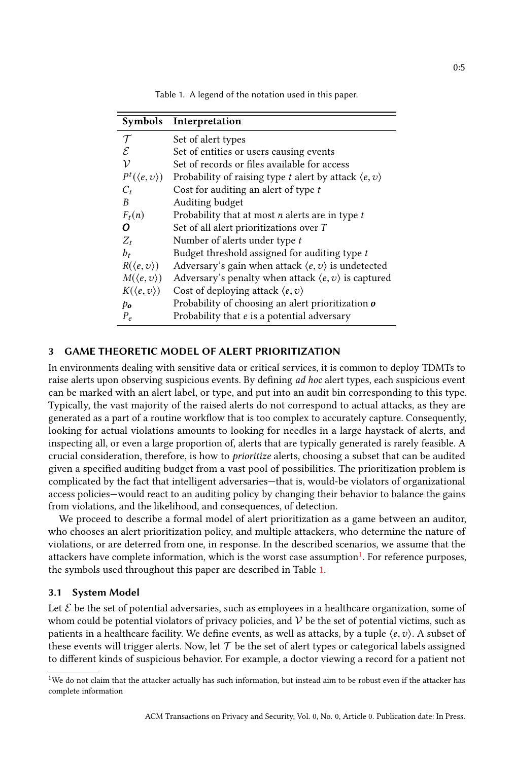Table 1. A legend of the notation used in this paper.

| Symbols | Interpretation |
|---|---|
| $\mathcal{T}$ | Set of alert types |
| $\mathcal{E}$ | Set of entities or users causing events |
| $\mathcal{V}$ | Set of records or files available for access |
| $P^t(\langle e, v \rangle)$ | Probability of raising type $t$ alert by attack $\langle e, v \rangle$ |
| $C_t$ | Cost for auditing an alert of type $t$ |
| $B$ | Auditing budget |
| $F_t(n)$ | Probability that at most $n$ alerts are in type $t$ |
| $\boldsymbol{O}$ | Set of all alert prioritizations over $T$ |
| $Z_t$ | Number of alerts under type $t$ |
| $b_t$ | Budget threshold assigned for auditing type $t$ |
| $R(\langle e, v \rangle)$ | Adversary's gain when attack $\langle e, v \rangle$ is undetected |
| $M(\langle e, v \rangle)$ | Adversary's penalty when attack $\langle e, v \rangle$ is captured |
| $K(\langle e, v \rangle)$ | Cost of deploying attack $\langle e, v \rangle$ |
| $p_{\boldsymbol{o}}$ | Probability of choosing an alert prioritization $\boldsymbol{o}$ |
| $P_e$ | Probability that $e$ is a potential adversary |

## 3 GAME THEORETIC MODEL OF ALERT PRIORITIZATION

In environments dealing with sensitive data or critical services, it is common to deploy TDMTs to raise alerts upon observing suspicious events. By defining *ad hoc* alert types, each suspicious event can be marked with an alert label, or type, and put into an audit bin corresponding to this type. Typically, the vast majority of the raised alerts do not correspond to actual attacks, as they are generated as a part of a routine workflow that is too complex to accurately capture. Consequently, looking for actual violations amounts to looking for needles in a large haystack of alerts, and inspecting all, or even a large proportion of, alerts that are typically generated is rarely feasible. A crucial consideration, therefore, is how to *prioritize* alerts, choosing a subset that can be audited given a specified auditing budget from a vast pool of possibilities. The prioritization problem is complicated by the fact that intelligent adversaries—that is, would-be violators of organizational access policies—would react to an auditing policy by changing their behavior to balance the gains from violations, and the likelihood, and consequences, of detection.

We proceed to describe a formal model of alert prioritization as a game between an auditor, who chooses an alert prioritization policy, and multiple attackers, who determine the nature of violations, or are deterred from one, in response. In the described scenarios, we assume that the attackers have complete information, which is the worst case assumption[1]. For reference purposes, the symbols used throughout this paper are described in Table 1.

### 3.1 System Model

Let $\mathcal{E}$ be the set of potential adversaries, such as employees in a healthcare organization, some of whom could be potential violators of privacy policies, and $\mathcal{V}$ be the set of potential victims, such as patients in a healthcare facility. We define events, as well as attacks, by a tuple $\langle e, v \rangle$. A subset of these events will trigger alerts. Now, let $\mathcal{T}$ be the set of alert types or categorical labels assigned to different kinds of suspicious behavior. For example, a doctor viewing a record for a patient not

[1]We do not claim that the attacker actually has such information, but instead aim to be robust even if the attacker has complete information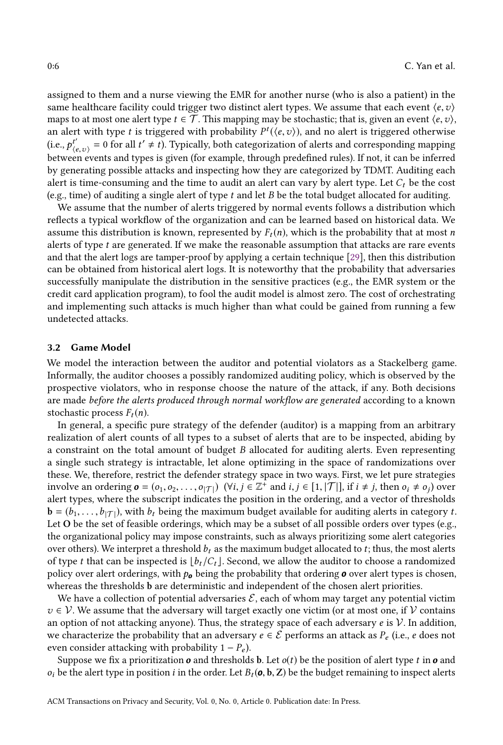assigned to them and a nurse viewing the EMR for another nurse (who is also a patient) in the same healthcare facility could trigger two distinct alert types. We assume that each event $\langle e, v \rangle$ maps to at most one alert type $t \in \mathcal{T}$. This mapping may be stochastic; that is, given an event $\langle e, v \rangle$, an alert with type $t$ is triggered with probability $P^t(\langle e, v \rangle)$, and no alert is triggered otherwise (i.e., $p^{t'}_{\langle e,v \rangle} = 0$ for all $t' \neq t$). Typically, both categorization of alerts and corresponding mapping between events and types is given (for example, through predefined rules). If not, it can be inferred by generating possible attacks and inspecting how they are categorized by TDMT. Auditing each alert is time-consuming and the time to audit an alert can vary by alert type. Let $C_t$ be the cost (e.g., time) of auditing a single alert of type $t$ and let $B$ be the total budget allocated for auditing.

We assume that the number of alerts triggered by normal events follows a distribution which reflects a typical workflow of the organization and can be learned based on historical data. We assume this distribution is known, represented by $F_t(n)$, which is the probability that at most $n$ alerts of type $t$ are generated. If we make the reasonable assumption that attacks are rare events and that the alert logs are tamper-proof by applying a certain technique [29], then this distribution can be obtained from historical alert logs. It is noteworthy that the probability that adversaries successfully manipulate the distribution in the sensitive practices (e.g., the EMR system or the credit card application program), to fool the audit model is almost zero. The cost of orchestrating and implementing such attacks is much higher than what could be gained from running a few undetected attacks.

### 3.2 Game Model

We model the interaction between the auditor and potential violators as a Stackelberg game. Informally, the auditor chooses a possibly randomized auditing policy, which is observed by the prospective violators, who in response choose the nature of the attack, if any. Both decisions are made *before the alerts produced through normal workflow are generated* according to a known stochastic process $F_t(n)$.

In general, a specific pure strategy of the defender (auditor) is a mapping from an arbitrary realization of alert counts of all types to a subset of alerts that are to be inspected, abiding by a constraint on the total amount of budget $B$ allocated for auditing alerts. Even representing a single such strategy is intractable, let alone optimizing in the space of randomizations over these. We, therefore, restrict the defender strategy space in two ways. First, we let pure strategies involve an ordering $\boldsymbol{o} = (o_1, o_2, \ldots, o_{|\mathcal{T}|})$ ($\forall i, j \in \mathbb{Z}^+$ and $i, j \in [1, |\mathcal{T}|]$, if $i \neq j$, then $o_i \neq o_j$) over alert types, where the subscript indicates the position in the ordering, and a vector of thresholds $\mathbf{b} = (b_1, \ldots, b_{|\mathcal{T}|})$, with $b_t$ being the maximum budget available for auditing alerts in category $t$. Let $\mathbf{O}$ be the set of feasible orderings, which may be a subset of all possible orders over types (e.g., the organizational policy may impose constraints, such as always prioritizing some alert categories over others). We interpret a threshold $b_t$ as the maximum budget allocated to $t$; thus, the most alerts of type $t$ that can be inspected is $\lfloor b_t / C_t \rfloor$. Second, we allow the auditor to choose a randomized policy over alert orderings, with $p_{\boldsymbol{o}}$ being the probability that ordering $\boldsymbol{o}$ over alert types is chosen, whereas the thresholds $\mathbf{b}$ are deterministic and independent of the chosen alert priorities.

We have a collection of potential adversaries $\mathcal{E}$, each of whom may target any potential victim $v \in \mathcal{V}$. We assume that the adversary will target exactly one victim (or at most one, if $\mathcal{V}$ contains an option of not attacking anyone). Thus, the strategy space of each adversary $e$ is $\mathcal{V}$. In addition, we characterize the probability that an adversary $e \in \mathcal{E}$ performs an attack as $P_e$ (i.e., $e$ does not even consider attacking with probability $1 - P_e$).

Suppose we fix a prioritization $\boldsymbol{o}$ and thresholds $\mathbf{b}$. Let $o(t)$ be the position of alert type $t$ in $\boldsymbol{o}$ and $o_i$ be the alert type in position $i$ in the order. Let $B_t(\boldsymbol{o}, \mathbf{b}, \mathbf{Z})$ be the budget remaining to inspect alerts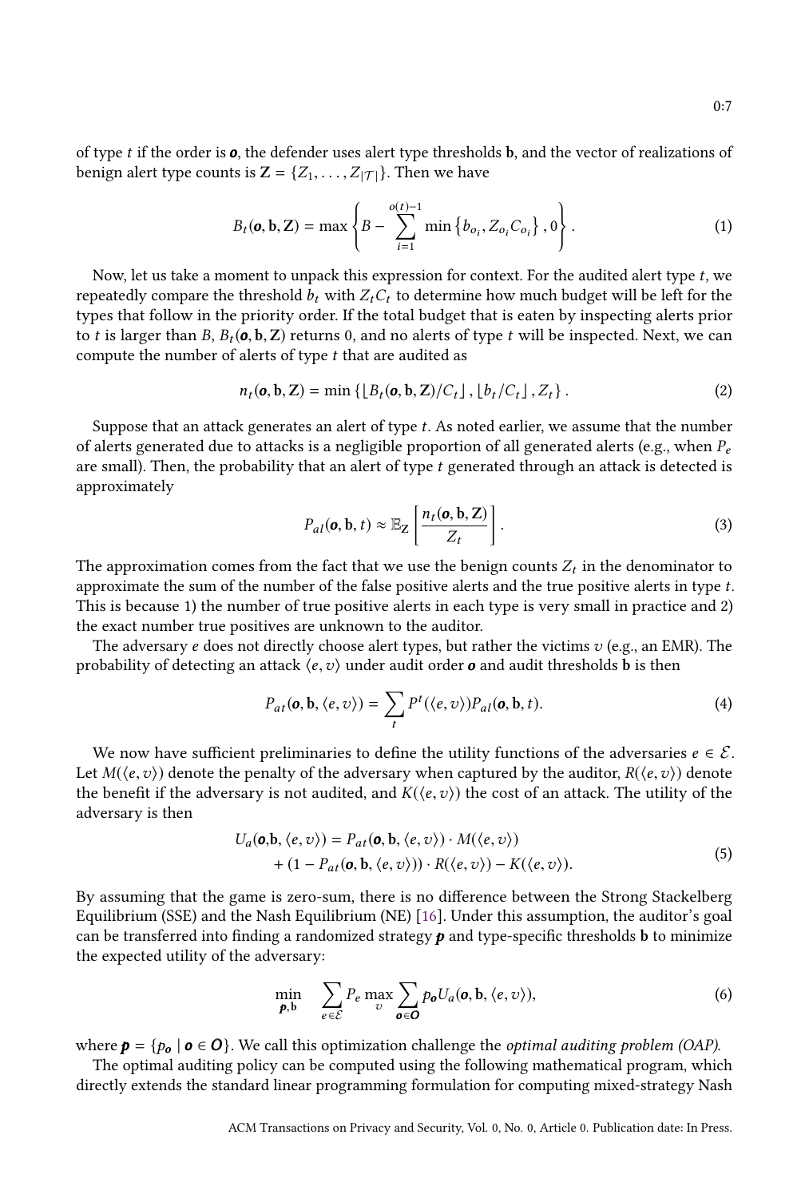of type $t$ if the order is $\boldsymbol{o}$, the defender uses alert type thresholds $\mathbf{b}$, and the vector of realizations of benign alert type counts is $\mathbf{Z} = \{Z_1, \ldots, Z_{|\mathcal{T}|}\}$. Then we have

$$B_t(\boldsymbol{o}, \mathbf{b}, \mathbf{Z}) = \max\left\{B - \sum_{i=1}^{o(t)-1} \min\left\{b_{o_i}, Z_{o_i} C_{o_i}\right\}, 0\right\}. \tag{1}$$

Now, let us take a moment to unpack this expression for context. For the audited alert type $t$, we repeatedly compare the threshold $b_t$ with $Z_t C_t$ to determine how much budget will be left for the types that follow in the priority order. If the total budget that is eaten by inspecting alerts prior to $t$ is larger than $B$, $B_t(\boldsymbol{o}, \mathbf{b}, \mathbf{Z})$ returns 0, and no alerts of type $t$ will be inspected. Next, we can compute the number of alerts of type $t$ that are audited as

$$n_t(\boldsymbol{o}, \mathbf{b}, \mathbf{Z}) = \min\left\{\lfloor B_t(\boldsymbol{o}, \mathbf{b}, \mathbf{Z})/C_t \rfloor, \lfloor b_t/C_t \rfloor, Z_t\right\}. \tag{2}$$

Suppose that an attack generates an alert of type $t$. As noted earlier, we assume that the number of alerts generated due to attacks is a negligible proportion of all generated alerts (e.g., when $P_e$ are small). Then, the probability that an alert of type $t$ generated through an attack is detected is approximately

$$P_{al}(\boldsymbol{o}, \mathbf{b}, t) \approx \mathbb{E}_{\mathbf{Z}}\left[\frac{n_t(\boldsymbol{o}, \mathbf{b}, \mathbf{Z})}{Z_t}\right]. \tag{3}$$

The approximation comes from the fact that we use the benign counts $Z_t$ in the denominator to approximate the sum of the number of the false positive alerts and the true positive alerts in type $t$. This is because 1) the number of true positive alerts in each type is very small in practice and 2) the exact number true positives are unknown to the auditor.

The adversary $e$ does not directly choose alert types, but rather the victims $v$ (e.g., an EMR). The probability of detecting an attack $\langle e, v\rangle$ under audit order $\boldsymbol{o}$ and audit thresholds $\mathbf{b}$ is then

$$P_{at}(\boldsymbol{o}, \mathbf{b}, \langle e, v\rangle) = \sum_t P^t(\langle e, v\rangle) P_{al}(\boldsymbol{o}, \mathbf{b}, t). \tag{4}$$

We now have sufficient preliminaries to define the utility functions of the adversaries $e \in \mathcal{E}$. Let $M(\langle e, v\rangle)$ denote the penalty of the adversary when captured by the auditor, $R(\langle e, v\rangle)$ denote the benefit if the adversary is not audited, and $K(\langle e, v\rangle)$ the cost of an attack. The utility of the adversary is then

$$\begin{aligned} U_a(\boldsymbol{o}, \mathbf{b}, \langle e, v\rangle) = &\, P_{at}(\boldsymbol{o}, \mathbf{b}, \langle e, v\rangle) \cdot M(\langle e, v\rangle) \\ &+ (1 - P_{at}(\boldsymbol{o}, \mathbf{b}, \langle e, v\rangle)) \cdot R(\langle e, v\rangle) - K(\langle e, v\rangle). \end{aligned} \tag{5}$$

By assuming that the game is zero-sum, there is no difference between the Strong Stackelberg Equilibrium (SSE) and the Nash Equilibrium (NE) [16]. Under this assumption, the auditor's goal can be transferred into finding a randomized strategy $\boldsymbol{p}$ and type-specific thresholds $\mathbf{b}$ to minimize the expected utility of the adversary:

$$\min_{\boldsymbol{p}, \mathbf{b}} \sum_{e \in \mathcal{E}} P_e \max_v \sum_{\boldsymbol{o} \in \boldsymbol{O}} p_{\boldsymbol{o}} U_a(\boldsymbol{o}, \mathbf{b}, \langle e, v\rangle), \tag{6}$$

where $\boldsymbol{p} = \{p_{\boldsymbol{o}} \mid \boldsymbol{o} \in \boldsymbol{O}\}$. We call this optimization challenge the *optimal auditing problem (OAP)*.

The optimal auditing policy can be computed using the following mathematical program, which directly extends the standard linear programming formulation for computing mixed-strategy Nash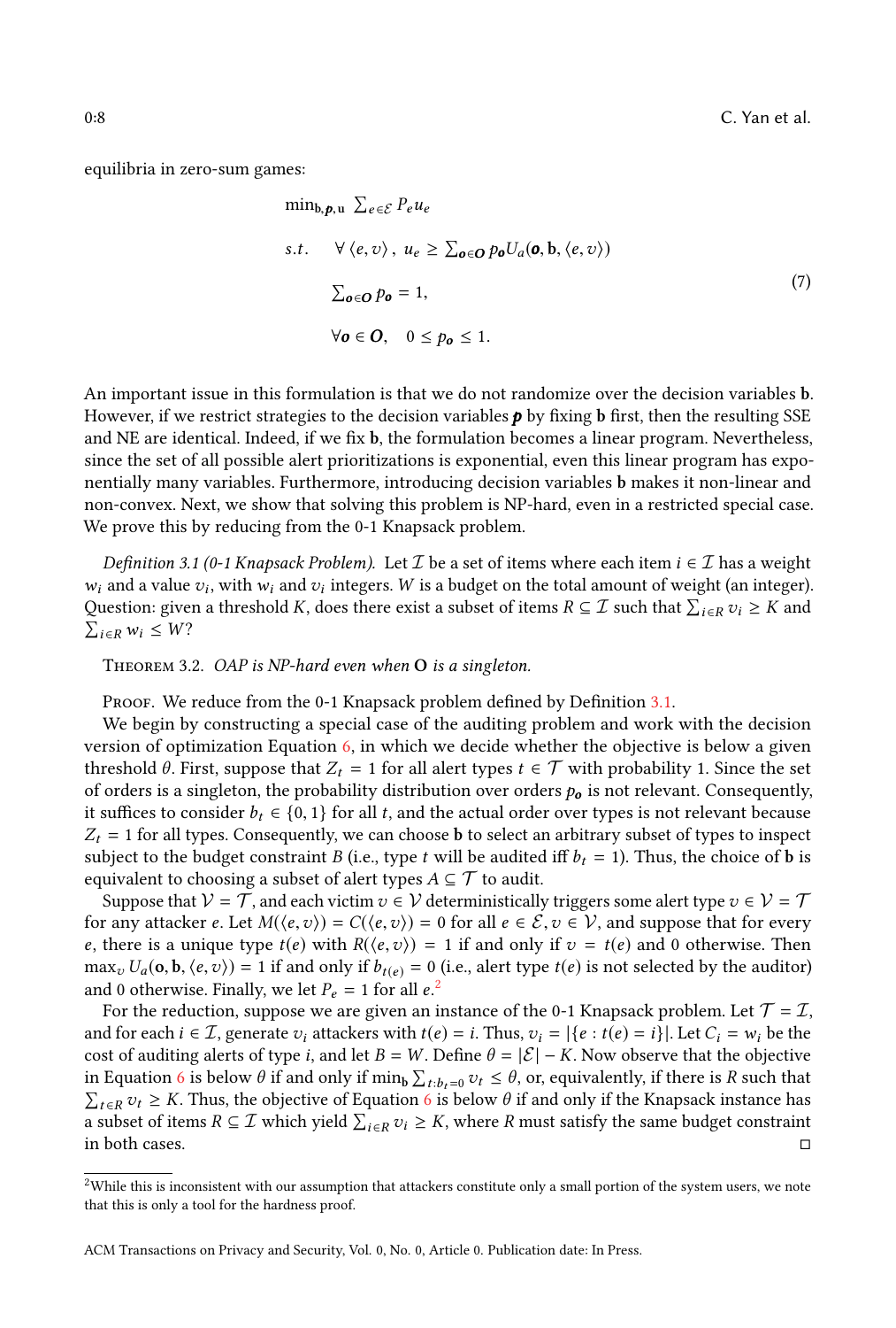equilibria in zero-sum games:

$$
\begin{aligned}
\min_{\mathbf{b},\boldsymbol{p},\mathbf{u}} \;\; & \sum_{e\in\mathcal{E}} P_e u_e \\
s.t. \quad & \forall \langle e, v\rangle, \; u_e \geq \sum_{\boldsymbol{o}\in\boldsymbol{O}} p_{\boldsymbol{o}} U_a(\boldsymbol{o}, \mathbf{b}, \langle e, v\rangle) \\
& \sum_{\boldsymbol{o}\in\boldsymbol{O}} p_{\boldsymbol{o}} = 1, \\
& \forall \boldsymbol{o} \in \boldsymbol{O}, \quad 0 \leq p_{\boldsymbol{o}} \leq 1.
\end{aligned}
\tag{7}
$$

An important issue in this formulation is that we do not randomize over the decision variables $\mathbf{b}$. However, if we restrict strategies to the decision variables $\boldsymbol{p}$ by fixing $\mathbf{b}$ first, then the resulting SSE and NE are identical. Indeed, if we fix $\mathbf{b}$, the formulation becomes a linear program. Nevertheless, since the set of all possible alert prioritizations is exponential, even this linear program has exponentially many variables. Furthermore, introducing decision variables $\mathbf{b}$ makes it non-linear and non-convex. Next, we show that solving this problem is NP-hard, even in a restricted special case. We prove this by reducing from the 0-1 Knapsack problem.

*Definition 3.1 (0-1 Knapsack Problem).* Let $\mathcal{I}$ be a set of items where each item $i \in \mathcal{I}$ has a weight $w_i$ and a value $v_i$, with $w_i$ and $v_i$ integers. $W$ is a budget on the total amount of weight (an integer). Question: given a threshold $K$, does there exist a subset of items $R \subseteq \mathcal{I}$ such that $\sum_{i\in R} v_i \geq K$ and $\sum_{i\in R} w_i \leq W$?

**Theorem 3.2.** *OAP is NP-hard even when* $\mathbf{O}$ *is a singleton.*

*Proof.* We reduce from the 0-1 Knapsack problem defined by Definition 3.1.

We begin by constructing a special case of the auditing problem and work with the decision version of optimization Equation 6, in which we decide whether the objective is below a given threshold $\theta$. First, suppose that $Z_t = 1$ for all alert types $t \in \mathcal{T}$ with probability 1. Since the set of orders is a singleton, the probability distribution over orders $p_{\boldsymbol{o}}$ is not relevant. Consequently, it suffices to consider $b_t \in \{0, 1\}$ for all $t$, and the actual order over types is not relevant because $Z_t = 1$ for all types. Consequently, we can choose $\mathbf{b}$ to select an arbitrary subset of types to inspect subject to the budget constraint $B$ (i.e., type $t$ will be audited iff $b_t = 1$). Thus, the choice of $\mathbf{b}$ is equivalent to choosing a subset of alert types $A \subseteq \mathcal{T}$ to audit.

Suppose that $\mathcal{V} = \mathcal{T}$, and each victim $v \in \mathcal{V}$ deterministically triggers some alert type $v \in \mathcal{V} = \mathcal{T}$ for any attacker $e$. Let $M(\langle e, v\rangle) = C(\langle e, v\rangle) = 0$ for all $e \in \mathcal{E}, v \in \mathcal{V}$, and suppose that for every $e$, there is a unique type $t(e)$ with $R(\langle e, v\rangle) = 1$ if and only if $v = t(e)$ and 0 otherwise. Then $\max_v U_a(\mathbf{o}, \mathbf{b}, \langle e, v\rangle) = 1$ if and only if $b_{t(e)} = 0$ (i.e., alert type $t(e)$ is not selected by the auditor) and 0 otherwise. Finally, we let $P_e = 1$ for all $e$.[2]

For the reduction, suppose we are given an instance of the 0-1 Knapsack problem. Let $\mathcal{T} = \mathcal{I}$, and for each $i \in \mathcal{I}$, generate $v_i$ attackers with $t(e) = i$. Thus, $v_i = |\{e : t(e) = i\}|$. Let $C_i = w_i$ be the cost of auditing alerts of type $i$, and let $B = W$. Define $\theta = |\mathcal{E}| - K$. Now observe that the objective in Equation 6 is below $\theta$ if and only if $\min_{\mathbf{b}} \sum_{t:b_t=0} v_t \leq \theta$, or, equivalently, if there is $R$ such that $\sum_{t\in R} v_t \geq K$. Thus, the objective of Equation 6 is below $\theta$ if and only if the Knapsack instance has a subset of items $R \subseteq \mathcal{I}$ which yield $\sum_{i\in R} v_i \geq K$, where $R$ must satisfy the same budget constraint in both cases. ◻

[2] While this is inconsistent with our assumption that attackers constitute only a small portion of the system users, we note that this is only a tool for the hardness proof.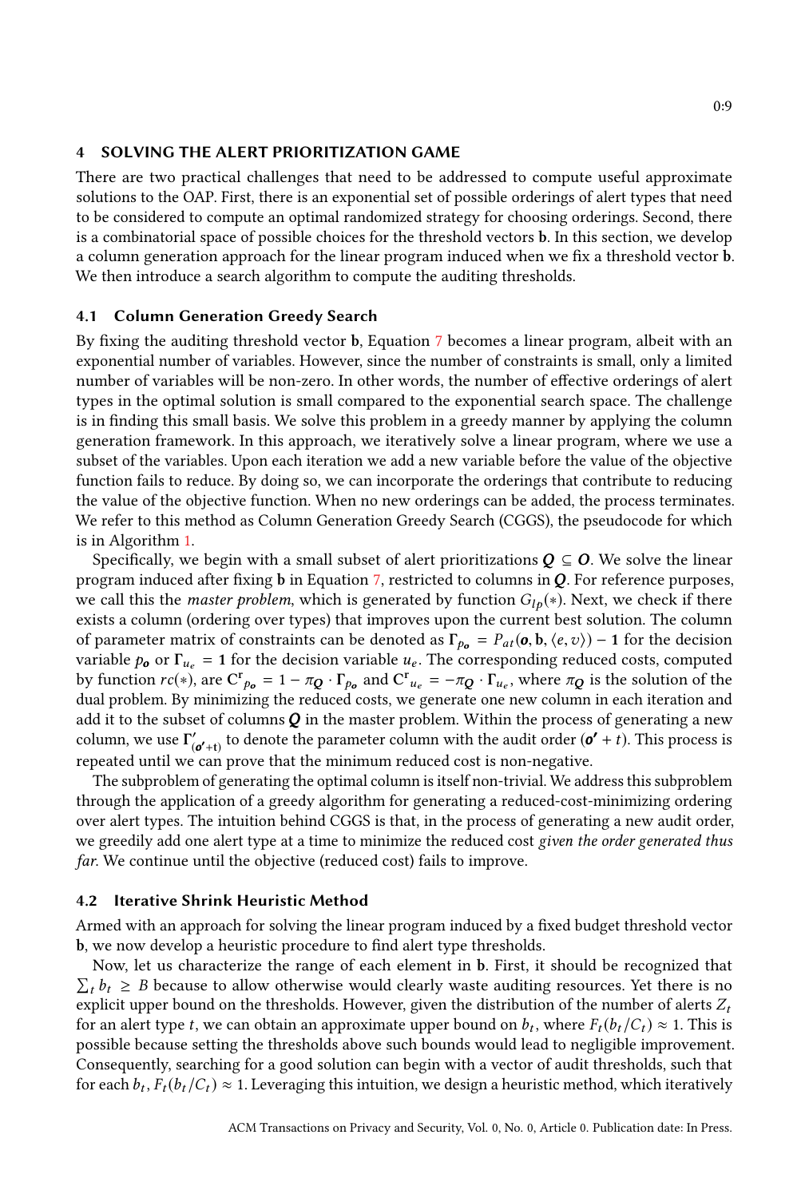## 4 SOLVING THE ALERT PRIORITIZATION GAME

There are two practical challenges that need to be addressed to compute useful approximate solutions to the OAP. First, there is an exponential set of possible orderings of alert types that need to be considered to compute an optimal randomized strategy for choosing orderings. Second, there is a combinatorial space of possible choices for the threshold vectors $\mathbf{b}$. In this section, we develop a column generation approach for the linear program induced when we fix a threshold vector $\mathbf{b}$. We then introduce a search algorithm to compute the auditing thresholds.

### 4.1 Column Generation Greedy Search

By fixing the auditing threshold vector $\mathbf{b}$, Equation 7 becomes a linear program, albeit with an exponential number of variables. However, since the number of constraints is small, only a limited number of variables will be non-zero. In other words, the number of effective orderings of alert types in the optimal solution is small compared to the exponential search space. The challenge is in finding this small basis. We solve this problem in a greedy manner by applying the column generation framework. In this approach, we iteratively solve a linear program, where we use a subset of the variables. Upon each iteration we add a new variable before the value of the objective function fails to reduce. By doing so, we can incorporate the orderings that contribute to reducing the value of the objective function. When no new orderings can be added, the process terminates. We refer to this method as Column Generation Greedy Search (CGGS), the pseudocode for which is in Algorithm 1.

Specifically, we begin with a small subset of alert prioritizations $\boldsymbol{Q} \subseteq \boldsymbol{O}$. We solve the linear program induced after fixing $\mathbf{b}$ in Equation 7, restricted to columns in $\boldsymbol{Q}$. For reference purposes, we call this the *master problem*, which is generated by function $G_{lp}(*)$. Next, we check if there exists a column (ordering over types) that improves upon the current best solution. The column of parameter matrix of constraints can be denoted as $\boldsymbol{\Gamma}_{p_{\boldsymbol{o}}} = P_{at}(\boldsymbol{o}, \mathbf{b}, \langle e, v \rangle) - \mathbf{1}$ for the decision variable $p_{\boldsymbol{o}}$ or $\boldsymbol{\Gamma}_{u_e} = \mathbf{1}$ for the decision variable $u_e$. The corresponding reduced costs, computed by function $rc(*)$, are $\mathbf{C^r}_{p_{\boldsymbol{o}}} = 1 - \pi_{\boldsymbol{Q}} \cdot \boldsymbol{\Gamma}_{p_{\boldsymbol{o}}}$ and $\mathbf{C^r}_{u_e} = -\pi_{\boldsymbol{Q}} \cdot \boldsymbol{\Gamma}_{u_e}$, where $\pi_{\boldsymbol{Q}}$ is the solution of the dual problem. By minimizing the reduced costs, we generate one new column in each iteration and add it to the subset of columns $\boldsymbol{Q}$ in the master problem. Within the process of generating a new column, we use $\boldsymbol{\Gamma}'_{(\boldsymbol{o'}+\mathbf{t})}$ to denote the parameter column with the audit order $(\boldsymbol{o'} + t)$. This process is repeated until we can prove that the minimum reduced cost is non-negative.

The subproblem of generating the optimal column is itself non-trivial. We address this subproblem through the application of a greedy algorithm for generating a reduced-cost-minimizing ordering over alert types. The intuition behind CGGS is that, in the process of generating a new audit order, we greedily add one alert type at a time to minimize the reduced cost *given the order generated thus far*. We continue until the objective (reduced cost) fails to improve.

### 4.2 Iterative Shrink Heuristic Method

Armed with an approach for solving the linear program induced by a fixed budget threshold vector $\mathbf{b}$, we now develop a heuristic procedure to find alert type thresholds.

Now, let us characterize the range of each element in $\mathbf{b}$. First, it should be recognized that $\sum_t b_t \geq B$ because to allow otherwise would clearly waste auditing resources. Yet there is no explicit upper bound on the thresholds. However, given the distribution of the number of alerts $Z_t$ for an alert type $t$, we can obtain an approximate upper bound on $b_t$, where $F_t(b_t/C_t) \approx 1$. This is possible because setting the thresholds above such bounds would lead to negligible improvement. Consequently, searching for a good solution can begin with a vector of audit thresholds, such that for each $b_t$, $F_t(b_t/C_t) \approx 1$. Leveraging this intuition, we design a heuristic method, which iteratively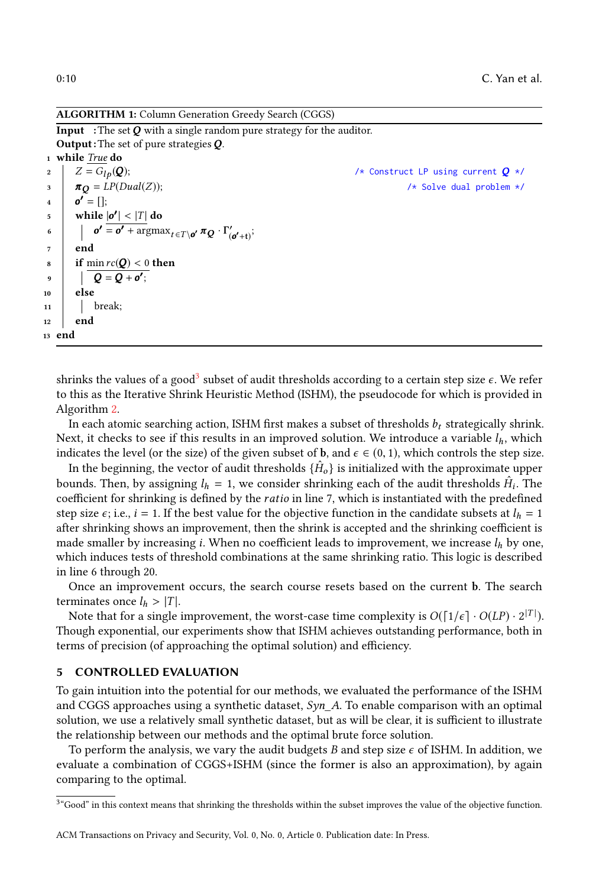**ALGORITHM 1:** Column Generation Greedy Search (CGGS)

```
Input  : The set Q with a single random pure strategy for the auditor.
Output : The set of pure strategies Q.
1  while True do
2  |   Z = G_lp(Q);                                   /* Construct LP using current Q */
3  |   π_Q = LP(Dual(Z));                             /* Solve dual problem */
4  |   o' = [];
5  |   while |o'| < |T| do
6  |   |   o' = o' + argmax_{t∈T\o'} π_Q · Γ'_(o'+t);
7  |   end
8  |   if min rc(Q) < 0 then
9  |   |   Q = Q + o';
10 |   else
11 |   |   break;
12 |   end
13 end
```

shrinks the values of a good[3] subset of audit thresholds according to a certain step size $\epsilon$. We refer to this as the Iterative Shrink Heuristic Method (ISHM), the pseudocode for which is provided in Algorithm 2.

In each atomic searching action, ISHM first makes a subset of thresholds $b_t$ strategically shrink. Next, it checks to see if this results in an improved solution. We introduce a variable $l_h$, which indicates the level (or the size) of the given subset of $\mathbf{b}$, and $\epsilon \in (0, 1)$, which controls the step size.

In the beginning, the vector of audit thresholds $\{\hat{H}_o\}$ is initialized with the approximate upper bounds. Then, by assigning $l_h = 1$, we consider shrinking each of the audit thresholds $\hat{H}_i$. The coefficient for shrinking is defined by the *ratio* in line 7, which is instantiated with the predefined step size $\epsilon$; i.e., $i = 1$. If the best value for the objective function in the candidate subsets at $l_h = 1$ after shrinking shows an improvement, then the shrink is accepted and the shrinking coefficient is made smaller by increasing $i$. When no coefficient leads to improvement, we increase $l_h$ by one, which induces tests of threshold combinations at the same shrinking ratio. This logic is described in line 6 through 20.

Once an improvement occurs, the search course resets based on the current $\mathbf{b}$. The search terminates once $l_h > |T|$.

Note that for a single improvement, the worst-case time complexity is $O(\lceil 1/\epsilon \rceil \cdot O(LP) \cdot 2^{|T|})$. Though exponential, our experiments show that ISHM achieves outstanding performance, both in terms of precision (of approaching the optimal solution) and efficiency.

## 5 CONTROLLED EVALUATION

To gain intuition into the potential for our methods, we evaluated the performance of the ISHM and CGGS approaches using a synthetic dataset, *Syn_A*. To enable comparison with an optimal solution, we use a relatively small synthetic dataset, but as will be clear, it is sufficient to illustrate the relationship between our methods and the optimal brute force solution.

To perform the analysis, we vary the audit budgets $B$ and step size $\epsilon$ of ISHM. In addition, we evaluate a combination of CGGS+ISHM (since the former is also an approximation), by again comparing to the optimal.

[3] "Good" in this context means that shrinking the thresholds within the subset improves the value of the objective function.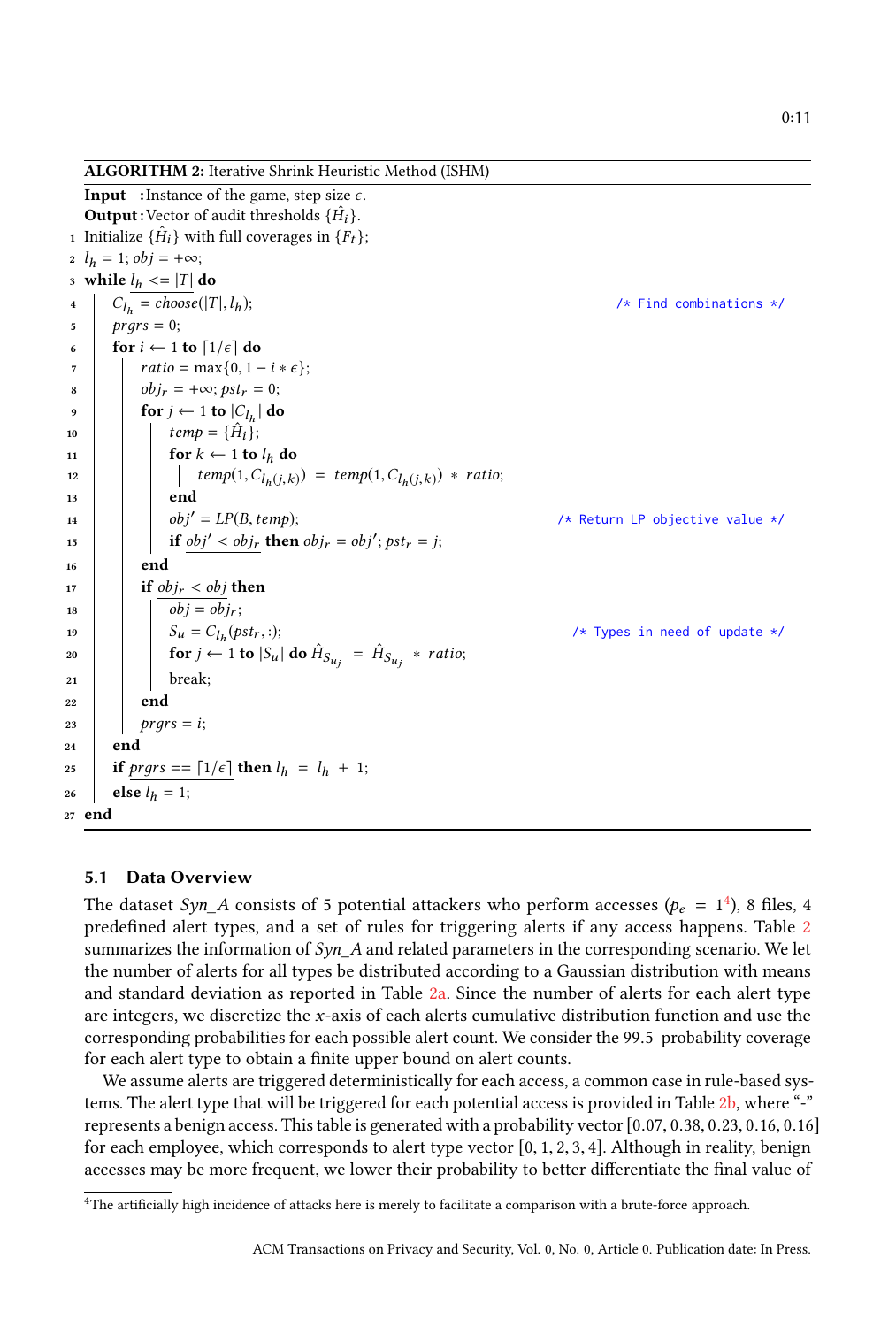**ALGORITHM 2:** Iterative Shrink Heuristic Method (ISHM)

```
   Input  :Instance of the game, step size ε.
   Output :Vector of audit thresholds {Ĥ_i}.
 1 Initialize {Ĥ_i} with full coverages in {F_t};
 2 l_h = 1; obj = +∞;
 3 while l_h <= |T| do
 4     C_{l_h} = choose(|T|, l_h);                              /* Find combinations */
 5     prgrs = 0;
 6     for i ← 1 to ⌈1/ε⌉ do
 7         ratio = max{0, 1 − i * ε};
 8         obj_r = +∞; pst_r = 0;
 9         for j ← 1 to |C_{l_h}| do
10             temp = {Ĥ_i};
11             for k ← 1 to l_h do
12                 temp(1, C_{l_h}(j,k)) = temp(1, C_{l_h}(j,k)) * ratio;
13             end
14             obj' = LP(B, temp);                             /* Return LP objective value */
15             if obj' < obj_r then obj_r = obj'; pst_r = j;
16         end
17         if obj_r < obj then
18             obj = obj_r;
19             S_u = C_{l_h}(pst_r, :);                        /* Types in need of update */
20             for j ← 1 to |S_u| do Ĥ_{S_{u_j}} = Ĥ_{S_{u_j}} * ratio;
21             break;
22         end
23         prgrs = i;
24     end
25     if prgrs == ⌈1/ε⌉ then l_h = l_h + 1;
26     else l_h = 1;
27 end
```

### 5.1 Data Overview

The dataset *Syn_A* consists of 5 potential attackers who perform accesses ($p_e = 1$[4]), 8 files, 4 predefined alert types, and a set of rules for triggering alerts if any access happens. Table 2 summarizes the information of *Syn_A* and related parameters in the corresponding scenario. We let the number of alerts for all types be distributed according to a Gaussian distribution with means and standard deviation as reported in Table 2a. Since the number of alerts for each alert type are integers, we discretize the $x$-axis of each alerts cumulative distribution function and use the corresponding probabilities for each possible alert count. We consider the 99.5 probability coverage for each alert type to obtain a finite upper bound on alert counts.

We assume alerts are triggered deterministically for each access, a common case in rule-based systems. The alert type that will be triggered for each potential access is provided in Table 2b, where "-" represents a benign access. This table is generated with a probability vector [0.07, 0.38, 0.23, 0.16, 0.16] for each employee, which corresponds to alert type vector [0, 1, 2, 3, 4]. Although in reality, benign accesses may be more frequent, we lower their probability to better differentiate the final value of

[4]The artificially high incidence of attacks here is merely to facilitate a comparison with a brute-force approach.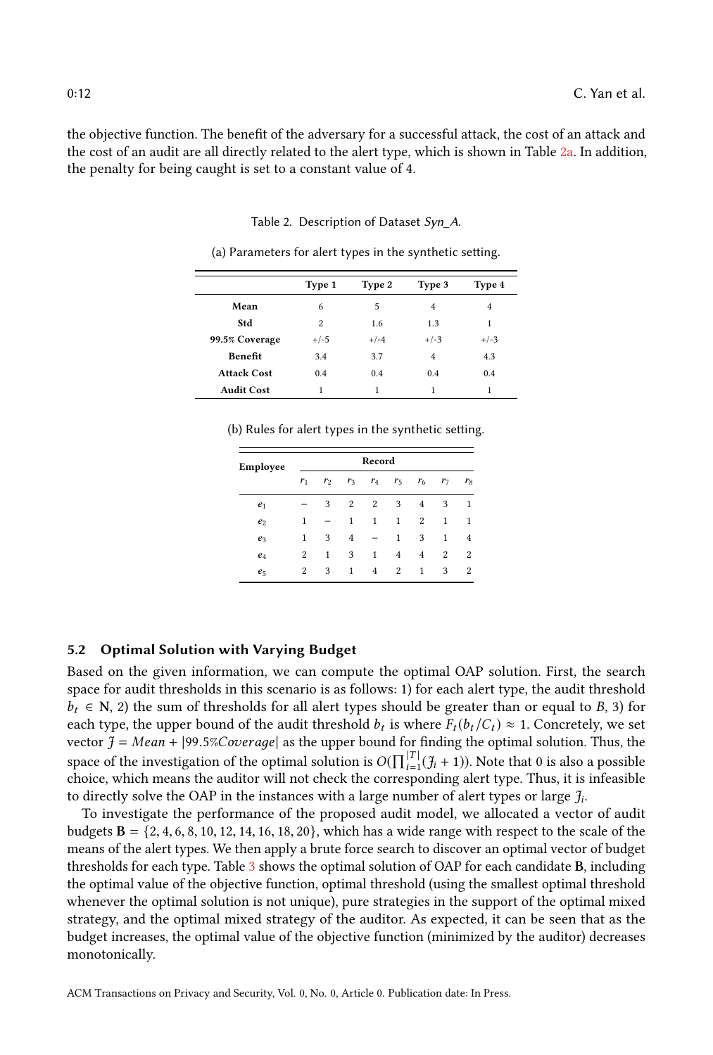the objective function. The benefit of the adversary for a successful attack, the cost of an attack and the cost of an audit are all directly related to the alert type, which is shown in Table 2a. In addition, the penalty for being caught is set to a constant value of 4.

Table 2. Description of Dataset *Syn_A*.

(a) Parameters for alert types in the synthetic setting.

| | Type 1 | Type 2 | Type 3 | Type 4 |
|---|---|---|---|---|
| **Mean** | 6 | 5 | 4 | 4 |
| **Std** | 2 | 1.6 | 1.3 | 1 |
| **99.5% Coverage** | +/-5 | +/-4 | +/-3 | +/-3 |
| **Benefit** | 3.4 | 3.7 | 4 | 4.3 |
| **Attack Cost** | 0.4 | 0.4 | 0.4 | 0.4 |
| **Audit Cost** | 1 | 1 | 1 | 1 |

(b) Rules for alert types in the synthetic setting.

| Employee | Record | | | | | | | |
|---|---|---|---|---|---|---|---|---|
| | $r_1$ | $r_2$ | $r_3$ | $r_4$ | $r_5$ | $r_6$ | $r_7$ | $r_8$ |
| $e_1$ | – | 3 | 2 | 2 | 3 | 4 | 3 | 1 |
| $e_2$ | 1 | – | 1 | 1 | 1 | 2 | 1 | 1 |
| $e_3$ | 1 | 3 | 4 | – | 1 | 3 | 1 | 4 |
| $e_4$ | 2 | 1 | 3 | 1 | 4 | 4 | 2 | 2 |
| $e_5$ | 2 | 3 | 1 | 4 | 2 | 1 | 3 | 2 |

### 5.2 Optimal Solution with Varying Budget

Based on the given information, we can compute the optimal OAP solution. First, the search space for audit thresholds in this scenario is as follows: 1) for each alert type, the audit threshold $b_t \in \mathbf{N}$, 2) the sum of thresholds for all alert types should be greater than or equal to $B$, 3) for each type, the upper bound of the audit threshold $b_t$ is where $F_t(b_t/C_t) \approx 1$. Concretely, we set vector $\mathcal{J} = Mean + |99.5\%Coverage|$ as the upper bound for finding the optimal solution. Thus, the space of the investigation of the optimal solution is $O(\prod_{i=1}^{|T|}(\mathcal{J}_i + 1))$. Note that 0 is also a possible choice, which means the auditor will not check the corresponding alert type. Thus, it is infeasible to directly solve the OAP in the instances with a large number of alert types or large $\mathcal{J}_i$.

To investigate the performance of the proposed audit model, we allocated a vector of audit budgets $\mathbf{B} = \{2, 4, 6, 8, 10, 12, 14, 16, 18, 20\}$, which has a wide range with respect to the scale of the means of the alert types. We then apply a brute force search to discover an optimal vector of budget thresholds for each type. Table 3 shows the optimal solution of OAP for each candidate $\mathbf{B}$, including the optimal value of the objective function, optimal threshold (using the smallest optimal threshold whenever the optimal solution is not unique), pure strategies in the support of the optimal mixed strategy, and the optimal mixed strategy of the auditor. As expected, it can be seen that as the budget increases, the optimal value of the objective function (minimized by the auditor) decreases monotonically.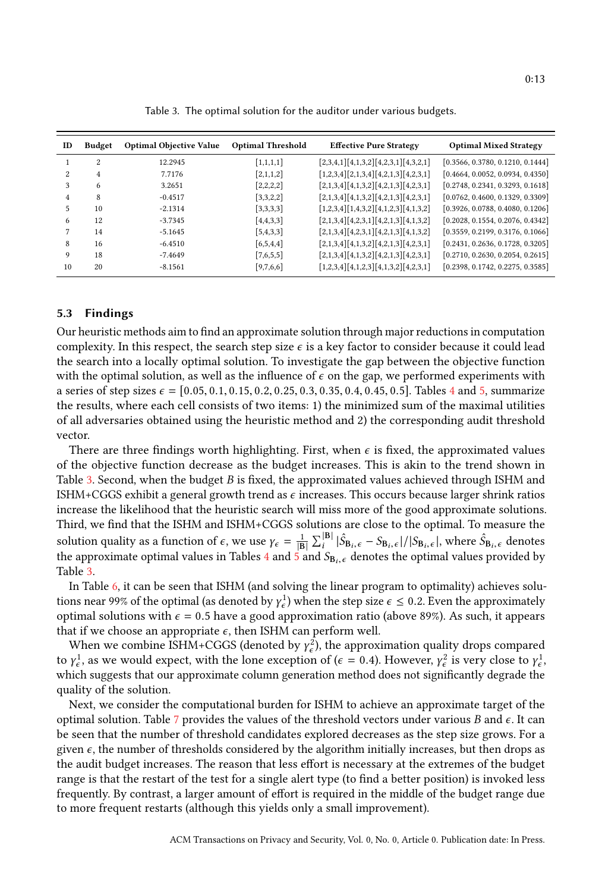Table 3. The optimal solution for the auditor under various budgets.

| ID | Budget | Optimal Objective Value | Optimal Threshold | Effective Pure Strategy | Optimal Mixed Strategy |
|---|---|---|---|---|---|
| 1 | 2 | 12.2945 | [1,1,1,1] | [2,3,4,1][4,1,3,2][4,2,3,1][4,3,2,1] | [0.3566, 0.3780, 0.1210, 0.1444] |
| 2 | 4 | 7.7176 | [2,1,1,2] | [1,2,3,4][2,1,3,4][4,2,1,3][4,2,3,1] | [0.4664, 0.0052, 0.0934, 0.4350] |
| 3 | 6 | 3.2651 | [2,2,2,2] | [2,1,3,4][4,1,3,2][4,2,1,3][4,2,3,1] | [0.2748, 0.2341, 0.3293, 0.1618] |
| 4 | 8 | -0.4517 | [3,3,2,2] | [2,1,3,4][4,1,3,2][4,2,1,3][4,2,3,1] | [0.0762, 0.4600, 0.1329, 0.3309] |
| 5 | 10 | -2.1314 | [3,3,3,3] | [1,2,3,4][1,4,3,2][4,1,2,3][4,1,3,2] | [0.3926, 0.0788, 0.4080, 0.1206] |
| 6 | 12 | -3.7345 | [4,4,3,3] | [2,1,3,4][4,2,3,1][4,2,1,3][4,1,3,2] | [0.2028, 0.1554, 0.2076, 0.4342] |
| 7 | 14 | -5.1645 | [5,4,3,3] | [2,1,3,4][4,2,3,1][4,2,1,3][4,1,3,2] | [0.3559, 0.2199, 0.3176, 0.1066] |
| 8 | 16 | -6.4510 | [6,5,4,4] | [2,1,3,4][4,1,3,2][4,2,1,3][4,2,3,1] | [0.2431, 0.2636, 0.1728, 0.3205] |
| 9 | 18 | -7.4649 | [7,6,5,5] | [2,1,3,4][4,1,3,2][4,2,1,3][4,2,3,1] | [0.2710, 0.2630, 0.2054, 0.2615] |
| 10 | 20 | -8.1561 | [9,7,6,6] | [1,2,3,4][4,1,2,3][4,1,3,2][4,2,3,1] | [0.2398, 0.1742, 0.2275, 0.3585] |

### 5.3 Findings

Our heuristic methods aim to find an approximate solution through major reductions in computation complexity. In this respect, the search step size $\epsilon$ is a key factor to consider because it could lead the search into a locally optimal solution. To investigate the gap between the objective function with the optimal solution, as well as the influence of $\epsilon$ on the gap, we performed experiments with a series of step sizes $\epsilon = [0.05, 0.1, 0.15, 0.2, 0.25, 0.3, 0.35, 0.4, 0.45, 0.5]$. Tables 4 and 5, summarize the results, where each cell consists of two items: 1) the minimized sum of the maximal utilities of all adversaries obtained using the heuristic method and 2) the corresponding audit threshold vector.

There are three findings worth highlighting. First, when $\epsilon$ is fixed, the approximated values of the objective function decrease as the budget increases. This is akin to the trend shown in Table 3. Second, when the budget $B$ is fixed, the approximated values achieved through ISHM and ISHM+CGGS exhibit a general growth trend as $\epsilon$ increases. This occurs because larger shrink ratios increase the likelihood that the heuristic search will miss more of the good approximate solutions. Third, we find that the ISHM and ISHM+CGGS solutions are close to the optimal. To measure the solution quality as a function of $\epsilon$, we use $\gamma_\epsilon = \frac{1}{|\mathbf{B}|} \sum_i^{|\mathbf{B}|} |\hat{S}_{\mathbf{B}_i,\epsilon} - S_{\mathbf{B}_i,\epsilon}| / |S_{\mathbf{B}_i,\epsilon}|$, where $\hat{S}_{\mathbf{B}_i,\epsilon}$ denotes the approximate optimal values in Tables 4 and 5 and $S_{\mathbf{B}_i,\epsilon}$ denotes the optimal values provided by Table 3.

In Table 6, it can be seen that ISHM (and solving the linear program to optimality) achieves solutions near 99% of the optimal (as denoted by $\gamma^1_\epsilon$) when the step size $\epsilon \leq 0.2$. Even the approximately optimal solutions with $\epsilon = 0.5$ have a good approximation ratio (above 89%). As such, it appears that if we choose an appropriate $\epsilon$, then ISHM can perform well.

When we combine ISHM+CGGS (denoted by $\gamma^2_\epsilon$), the approximation quality drops compared to $\gamma^1_\epsilon$, as we would expect, with the lone exception of ($\epsilon = 0.4$). However, $\gamma^2_\epsilon$ is very close to $\gamma^1_\epsilon$, which suggests that our approximate column generation method does not significantly degrade the quality of the solution.

Next, we consider the computational burden for ISHM to achieve an approximate target of the optimal solution. Table 7 provides the values of the threshold vectors under various $B$ and $\epsilon$. It can be seen that the number of threshold candidates explored decreases as the step size grows. For a given $\epsilon$, the number of thresholds considered by the algorithm initially increases, but then drops as the audit budget increases. The reason that less effort is necessary at the extremes of the budget range is that the restart of the test for a single alert type (to find a better position) is invoked less frequently. By contrast, a larger amount of effort is required in the middle of the budget range due to more frequent restarts (although this yields only a small improvement).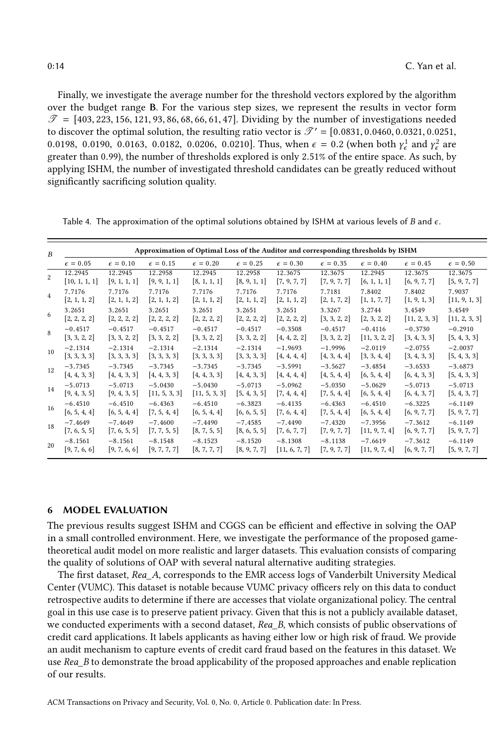Finally, we investigate the average number for the threshold vectors explored by the algorithm over the budget range **B**. For the various step sizes, we represent the results in vector form $\mathscr{T} = [403, 223, 156, 121, 93, 86, 68, 66, 61, 47]$. Dividing by the number of investigations needed to discover the optimal solution, the resulting ratio vector is $\mathscr{T}' = [0.0831, 0.0460, 0.0321, 0.0251, 0.0198, 0.0190, 0.0163, 0.0182, 0.0206, 0.0210]$. Thus, when $\epsilon = 0.2$ (when both $\gamma_\epsilon^1$ and $\gamma_\epsilon^2$ are greater than 0.99), the number of thresholds explored is only 2.51% of the entire space. As such, by applying ISHM, the number of investigated threshold candidates can be greatly reduced without significantly sacrificing solution quality.

Table 4. The approximation of the optimal solutions obtained by ISHM at various levels of $B$ and $\epsilon$.

| $B$ | **Approximation of Optimal Loss of the Auditor and corresponding thresholds by ISHM** | | | | | | | | | |
|---|---|---|---|---|---|---|---|---|---|---|
| | $\epsilon = 0.05$ | $\epsilon = 0.10$ | $\epsilon = 0.15$ | $\epsilon = 0.20$ | $\epsilon = 0.25$ | $\epsilon = 0.30$ | $\epsilon = 0.35$ | $\epsilon = 0.40$ | $\epsilon = 0.45$ | $\epsilon = 0.50$ |
| 2 | 12.2945 [10, 1, 1, 1] | 12.2945 [9, 1, 1, 1] | 12.2958 [9, 9, 1, 1] | 12.2945 [8, 1, 1, 1] | 12.2958 [8, 9, 1, 1] | 12.3675 [7, 9, 7, 7] | 12.3675 [7, 9, 7, 7] | 12.2945 [6, 1, 1, 1] | 12.3675 [6, 9, 7, 7] | 12.3675 [5, 9, 7, 7] |
| 4 | 7.7176 [2, 1, 1, 2] | 7.7176 [2, 1, 1, 2] | 7.7176 [2, 1, 1, 2] | 7.7176 [2, 1, 1, 2] | 7.7176 [2, 1, 1, 2] | 7.7176 [2, 1, 1, 2] | 7.7181 [2, 1, 7, 2] | 7.8402 [1, 1, 7, 7] | 7.8402 [1, 9, 1, 3] | 7.9037 [11, 9, 1, 3] |
| 6 | 3.2651 [2, 2, 2, 2] | 3.2651 [2, 2, 2, 2] | 3.2651 [2, 2, 2, 2] | 3.2651 [2, 2, 2, 2] | 3.2651 [2, 2, 2, 2] | 3.2651 [2, 2, 2, 2] | 3.3267 [3, 3, 2, 2] | 3.2744 [2, 3, 2, 2] | 3.4549 [11, 2, 3, 3] | 3.4549 [11, 2, 3, 3] |
| 8 | −0.4517 [3, 3, 2, 2] | −0.4517 [3, 3, 2, 2] | −0.4517 [3, 3, 2, 2] | −0.4517 [3, 3, 2, 2] | −0.4517 [3, 3, 2, 2] | −0.3508 [4, 4, 2, 2] | −0.4517 [3, 3, 2, 2] | −0.4116 [11, 3, 2, 2] | −0.3730 [3, 4, 3, 3] | −0.2910 [5, 4, 3, 3] |
| 10 | −2.1314 [3, 3, 3, 3] | −2.1314 [3, 3, 3, 3] | −2.1314 [3, 3, 3, 3] | −2.1314 [3, 3, 3, 3] | −2.1314 [3, 3, 3, 3] | −1.9693 [4, 4, 4, 4] | −1.9996 [4, 3, 4, 4] | −2.0119 [3, 3, 4, 4] | −2.0755 [3, 4, 3, 3] | −2.0037 [5, 4, 3, 3] |
| 12 | −3.7345 [4, 4, 3, 3] | −3.7345 [4, 4, 3, 3] | −3.7345 [4, 4, 3, 3] | −3.7345 [4, 4, 3, 3] | −3.7345 [4, 4, 3, 3] | −3.5991 [4, 4, 4, 4] | −3.5627 [4, 5, 4, 4] | −3.4854 [6, 5, 4, 4] | −3.6533 [6, 4, 3, 3] | −3.6873 [5, 4, 3, 3] |
| 14 | −5.0713 [9, 4, 3, 5] | −5.0713 [9, 4, 3, 5] | −5.0430 [11, 5, 3, 3] | −5.0430 [11, 5, 3, 3] | −5.0713 [5, 4, 3, 5] | −5.0962 [7, 4, 4, 4] | −5.0350 [7, 5, 4, 4] | −5.0629 [6, 5, 4, 4] | −5.0713 [6, 4, 3, 7] | −5.0713 [5, 4, 3, 7] |
| 16 | −6.4510 [6, 5, 4, 4] | −6.4510 [6, 5, 4, 4] | −6.4363 [7, 5, 4, 4] | −6.4510 [6, 5, 4, 4] | −6.3823 [6, 6, 5, 5] | −6.4135 [7, 6, 4, 4] | −6.4363 [7, 5, 4, 4] | −6.4510 [6, 5, 4, 4] | −6.3225 [6, 9, 7, 7] | −6.1149 [5, 9, 7, 7] |
| 18 | −7.4649 [7, 6, 5, 5] | −7.4649 [7, 6, 5, 5] | −7.4600 [7, 7, 5, 5] | −7.4490 [8, 7, 5, 5] | −7.4585 [8, 6, 5, 5] | −7.4490 [7, 6, 7, 7] | −7.4320 [7, 9, 7, 7] | −7.3956 [11, 9, 7, 4] | −7.3612 [6, 9, 7, 7] | −6.1149 [5, 9, 7, 7] |
| 20 | −8.1561 [9, 7, 6, 6] | −8.1561 [9, 7, 6, 6] | −8.1548 [9, 7, 7, 7] | −8.1523 [8, 7, 7, 7] | −8.1520 [8, 9, 7, 7] | −8.1308 [11, 6, 7, 7] | −8.1138 [7, 9, 7, 7] | −7.6619 [11, 9, 7, 4] | −7.3612 [6, 9, 7, 7] | −6.1149 [5, 9, 7, 7] |

## 6 MODEL EVALUATION

The previous results suggest ISHM and CGGS can be efficient and effective in solving the OAP in a small controlled environment. Here, we investigate the performance of the proposed game-theoretical audit model on more realistic and larger datasets. This evaluation consists of comparing the quality of solutions of OAP with several natural alternative auditing strategies.

The first dataset, *Rea_A*, corresponds to the EMR access logs of Vanderbilt University Medical Center (VUMC). This dataset is notable because VUMC privacy officers rely on this data to conduct retrospective audits to determine if there are accesses that violate organizational policy. The central goal in this use case is to preserve patient privacy. Given that this is not a publicly available dataset, we conducted experiments with a second dataset, *Rea_B*, which consists of public observations of credit card applications. It labels applicants as having either low or high risk of fraud. We provide an audit mechanism to capture events of credit card fraud based on the features in this dataset. We use *Rea_B* to demonstrate the broad applicability of the proposed approaches and enable replication of our results.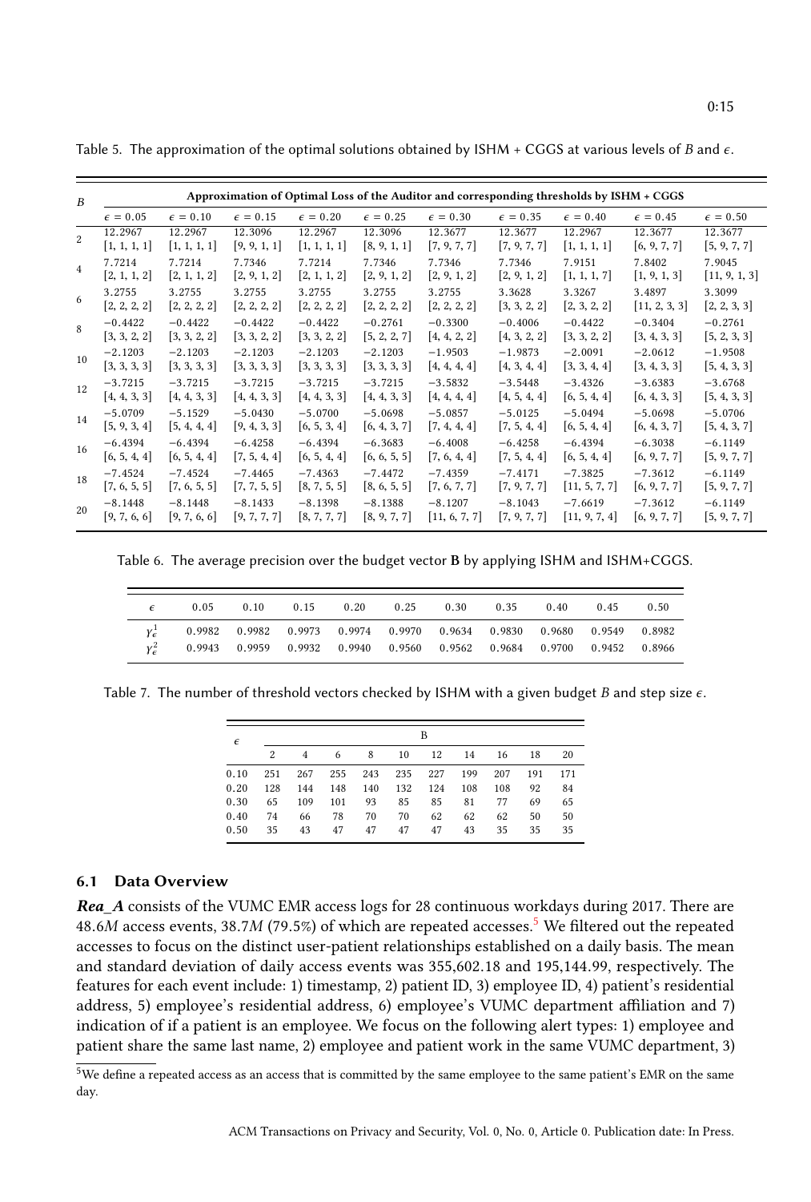Table 5. The approximation of the optimal solutions obtained by ISHM + CGGS at various levels of $B$ and $\epsilon$.

| $B$ | Approximation of Optimal Loss of the Auditor and corresponding thresholds by ISHM + CGGS | | | | | | | | | |
|---|---|---|---|---|---|---|---|---|---|---|
| | $\epsilon = 0.05$ | $\epsilon = 0.10$ | $\epsilon = 0.15$ | $\epsilon = 0.20$ | $\epsilon = 0.25$ | $\epsilon = 0.30$ | $\epsilon = 0.35$ | $\epsilon = 0.40$ | $\epsilon = 0.45$ | $\epsilon = 0.50$ |
| 2 | 12.2967 [1, 1, 1, 1] | 12.2967 [1, 1, 1, 1] | 12.3096 [9, 9, 1, 1] | 12.2967 [1, 1, 1, 1] | 12.3096 [8, 9, 1, 1] | 12.3677 [7, 9, 7, 7] | 12.3677 [7, 9, 7, 7] | 12.2967 [1, 1, 1, 1] | 12.3677 [6, 9, 7, 7] | 12.3677 [5, 9, 7, 7] |
| 4 | 7.7214 [2, 1, 1, 2] | 7.7214 [2, 1, 1, 2] | 7.7346 [2, 9, 1, 2] | 7.7214 [2, 1, 1, 2] | 7.7346 [2, 9, 1, 2] | 7.7346 [2, 9, 1, 2] | 7.7346 [2, 9, 1, 2] | 7.9151 [1, 1, 1, 7] | 7.8402 [1, 9, 1, 3] | 7.9045 [11, 9, 1, 3] |
| 6 | 3.2755 [2, 2, 2, 2] | 3.2755 [2, 2, 2, 2] | 3.2755 [2, 2, 2, 2] | 3.2755 [2, 2, 2, 2] | 3.2755 [2, 2, 2, 2] | 3.2755 [2, 2, 2, 2] | 3.3628 [3, 3, 2, 2] | 3.3267 [2, 3, 2, 2] | 3.4897 [11, 2, 3, 3] | 3.3099 [2, 2, 3, 3] |
| 8 | −0.4422 [3, 3, 2, 2] | −0.4422 [3, 3, 2, 2] | −0.4422 [3, 3, 2, 2] | −0.4422 [3, 3, 2, 2] | −0.2761 [5, 2, 2, 7] | −0.3300 [4, 4, 2, 2] | −0.4006 [4, 3, 2, 2] | −0.4422 [3, 3, 2, 2] | −0.3404 [3, 4, 3, 3] | −0.2761 [5, 2, 3, 3] |
| 10 | −2.1203 [3, 3, 3, 3] | −2.1203 [3, 3, 3, 3] | −2.1203 [3, 3, 3, 3] | −2.1203 [3, 3, 3, 3] | −2.1203 [3, 3, 3, 3] | −1.9503 [4, 4, 4, 4] | −1.9873 [4, 3, 4, 4] | −2.0091 [3, 3, 4, 4] | −2.0612 [3, 4, 3, 3] | −1.9508 [5, 4, 3, 3] |
| 12 | −3.7215 [4, 4, 3, 3] | −3.7215 [4, 4, 3, 3] | −3.7215 [4, 4, 3, 3] | −3.7215 [4, 4, 3, 3] | −3.7215 [4, 4, 3, 3] | −3.5832 [4, 4, 4, 4] | −3.5448 [4, 5, 4, 4] | −3.4326 [6, 5, 4, 4] | −3.6383 [6, 4, 3, 3] | −3.6768 [5, 4, 3, 3] |
| 14 | −5.0709 [5, 9, 3, 4] | −5.1529 [5, 4, 4, 4] | −5.0430 [9, 4, 3, 3] | −5.0700 [6, 5, 3, 4] | −5.0698 [6, 4, 3, 7] | −5.0857 [7, 4, 4, 4] | −5.0125 [7, 5, 4, 4] | −5.0494 [6, 5, 4, 4] | −5.0698 [6, 4, 3, 7] | −5.0706 [5, 4, 3, 7] |
| 16 | −6.4394 [6, 5, 4, 4] | −6.4394 [6, 5, 4, 4] | −6.4258 [7, 5, 4, 4] | −6.4394 [6, 5, 4, 4] | −6.3683 [6, 6, 5, 5] | −6.4008 [7, 6, 4, 4] | −6.4258 [7, 5, 4, 4] | −6.4394 [6, 5, 4, 4] | −6.3038 [6, 9, 7, 7] | −6.1149 [5, 9, 7, 7] |
| 18 | −7.4524 [7, 6, 5, 5] | −7.4524 [7, 6, 5, 5] | −7.4465 [7, 7, 5, 5] | −7.4363 [8, 7, 5, 5] | −7.4472 [8, 6, 5, 5] | −7.4359 [7, 6, 7, 7] | −7.4171 [7, 9, 7, 7] | −7.3825 [11, 5, 7, 7] | −7.3612 [6, 9, 7, 7] | −6.1149 [5, 9, 7, 7] |
| 20 | −8.1448 [9, 7, 6, 6] | −8.1448 [9, 7, 6, 6] | −8.1433 [9, 7, 7, 7] | −8.1398 [8, 7, 7, 7] | −8.1388 [8, 9, 7, 7] | −8.1207 [11, 6, 7, 7] | −8.1043 [7, 9, 7, 7] | −7.6619 [11, 9, 7, 4] | −7.3612 [6, 9, 7, 7] | −6.1149 [5, 9, 7, 7] |

Table 6. The average precision over the budget vector **B** by applying ISHM and ISHM+CGGS.

| $\epsilon$ | 0.05 | 0.10 | 0.15 | 0.20 | 0.25 | 0.30 | 0.35 | 0.40 | 0.45 | 0.50 |
|---|---|---|---|---|---|---|---|---|---|---|
| $\gamma_\epsilon^1$ | 0.9982 | 0.9982 | 0.9973 | 0.9974 | 0.9970 | 0.9634 | 0.9830 | 0.9680 | 0.9549 | 0.8982 |
| $\gamma_\epsilon^2$ | 0.9943 | 0.9959 | 0.9932 | 0.9940 | 0.9560 | 0.9562 | 0.9684 | 0.9700 | 0.9452 | 0.8966 |

Table 7. The number of threshold vectors checked by ISHM with a given budget $B$ and step size $\epsilon$.

| $\epsilon$ | B | | | | | | | | | |
|---|---|---|---|---|---|---|---|---|---|---|
| | 2 | 4 | 6 | 8 | 10 | 12 | 14 | 16 | 18 | 20 |
| 0.10 | 251 | 267 | 255 | 243 | 235 | 227 | 199 | 207 | 191 | 171 |
| 0.20 | 128 | 144 | 148 | 140 | 132 | 124 | 108 | 108 | 92 | 84 |
| 0.30 | 65 | 109 | 101 | 93 | 85 | 85 | 81 | 77 | 69 | 65 |
| 0.40 | 74 | 66 | 78 | 70 | 70 | 62 | 62 | 62 | 50 | 50 |
| 0.50 | 35 | 43 | 47 | 47 | 47 | 47 | 43 | 35 | 35 | 35 |

### 6.1 Data Overview

***Rea_A*** consists of the VUMC EMR access logs for 28 continuous workdays during 2017. There are 48.6$M$ access events, 38.7$M$ (79.5%) of which are repeated accesses.[5] We filtered out the repeated accesses to focus on the distinct user-patient relationships established on a daily basis. The mean and standard deviation of daily access events was 355,602.18 and 195,144.99, respectively. The features for each event include: 1) timestamp, 2) patient ID, 3) employee ID, 4) patient's residential address, 5) employee's residential address, 6) employee's VUMC department affiliation and 7) indication of if a patient is an employee. We focus on the following alert types: 1) employee and patient share the same last name, 2) employee and patient work in the same VUMC department, 3)

[5] We define a repeated access as an access that is committed by the same employee to the same patient's EMR on the same day.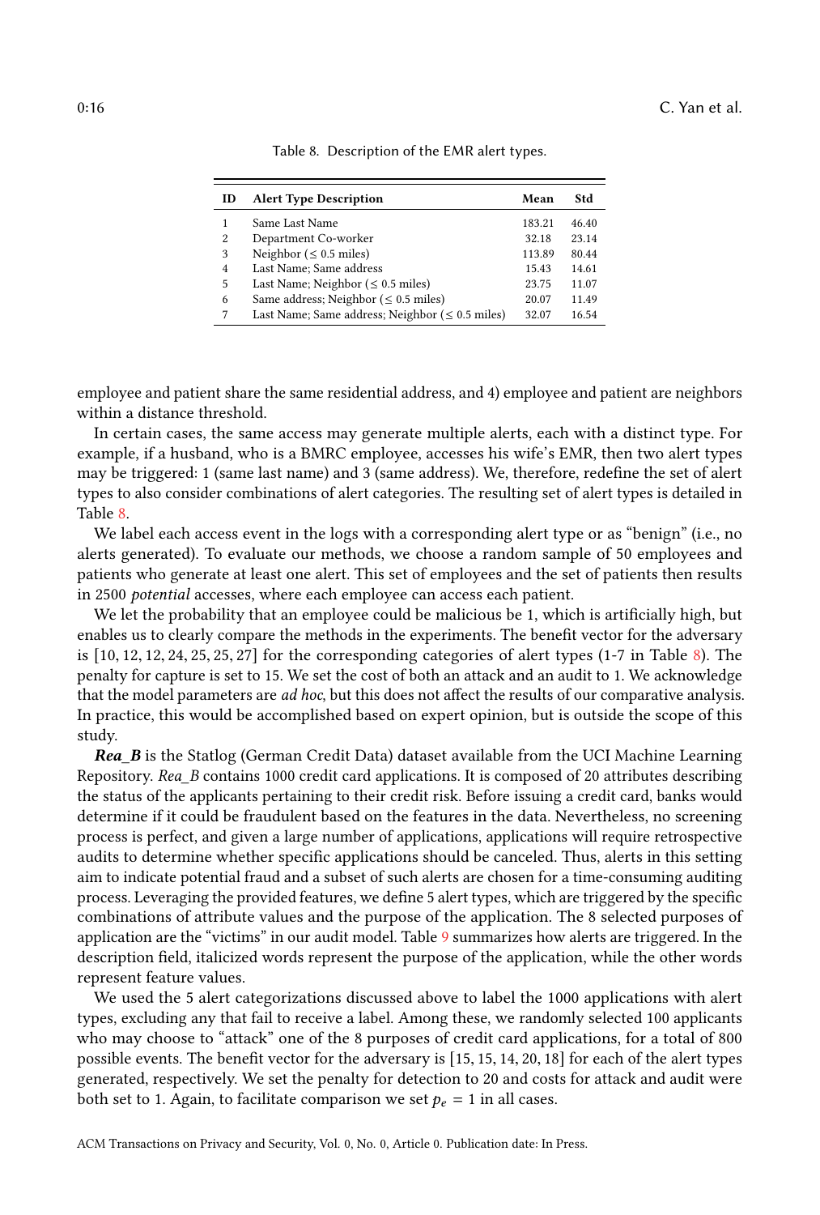Table 8. Description of the EMR alert types.

| ID | Alert Type Description | Mean | Std |
|---|---|---|---|
| 1 | Same Last Name | 183.21 | 46.40 |
| 2 | Department Co-worker | 32.18 | 23.14 |
| 3 | Neighbor ($\leq$ 0.5 miles) | 113.89 | 80.44 |
| 4 | Last Name; Same address | 15.43 | 14.61 |
| 5 | Last Name; Neighbor ($\leq$ 0.5 miles) | 23.75 | 11.07 |
| 6 | Same address; Neighbor ($\leq$ 0.5 miles) | 20.07 | 11.49 |
| 7 | Last Name; Same address; Neighbor ($\leq$ 0.5 miles) | 32.07 | 16.54 |

employee and patient share the same residential address, and 4) employee and patient are neighbors within a distance threshold.

In certain cases, the same access may generate multiple alerts, each with a distinct type. For example, if a husband, who is a BMRC employee, accesses his wife's EMR, then two alert types may be triggered: 1 (same last name) and 3 (same address). We, therefore, redefine the set of alert types to also consider combinations of alert categories. The resulting set of alert types is detailed in Table 8.

We label each access event in the logs with a corresponding alert type or as "benign" (i.e., no alerts generated). To evaluate our methods, we choose a random sample of 50 employees and patients who generate at least one alert. This set of employees and the set of patients then results in 2500 *potential* accesses, where each employee can access each patient.

We let the probability that an employee could be malicious be 1, which is artificially high, but enables us to clearly compare the methods in the experiments. The benefit vector for the adversary is [10, 12, 12, 24, 25, 25, 27] for the corresponding categories of alert types (1-7 in Table 8). The penalty for capture is set to 15. We set the cost of both an attack and an audit to 1. We acknowledge that the model parameters are *ad hoc*, but this does not affect the results of our comparative analysis. In practice, this would be accomplished based on expert opinion, but is outside the scope of this study.

***Rea_B*** is the Statlog (German Credit Data) dataset available from the UCI Machine Learning Repository. *Rea_B* contains 1000 credit card applications. It is composed of 20 attributes describing the status of the applicants pertaining to their credit risk. Before issuing a credit card, banks would determine if it could be fraudulent based on the features in the data. Nevertheless, no screening process is perfect, and given a large number of applications, applications will require retrospective audits to determine whether specific applications should be canceled. Thus, alerts in this setting aim to indicate potential fraud and a subset of such alerts are chosen for a time-consuming auditing process. Leveraging the provided features, we define 5 alert types, which are triggered by the specific combinations of attribute values and the purpose of the application. The 8 selected purposes of application are the "victims" in our audit model. Table 9 summarizes how alerts are triggered. In the description field, italicized words represent the purpose of the application, while the other words represent feature values.

We used the 5 alert categorizations discussed above to label the 1000 applications with alert types, excluding any that fail to receive a label. Among these, we randomly selected 100 applicants who may choose to "attack" one of the 8 purposes of credit card applications, for a total of 800 possible events. The benefit vector for the adversary is [15, 15, 14, 20, 18] for each of the alert types generated, respectively. We set the penalty for detection to 20 and costs for attack and audit were both set to 1. Again, to facilitate comparison we set $p_e = 1$ in all cases.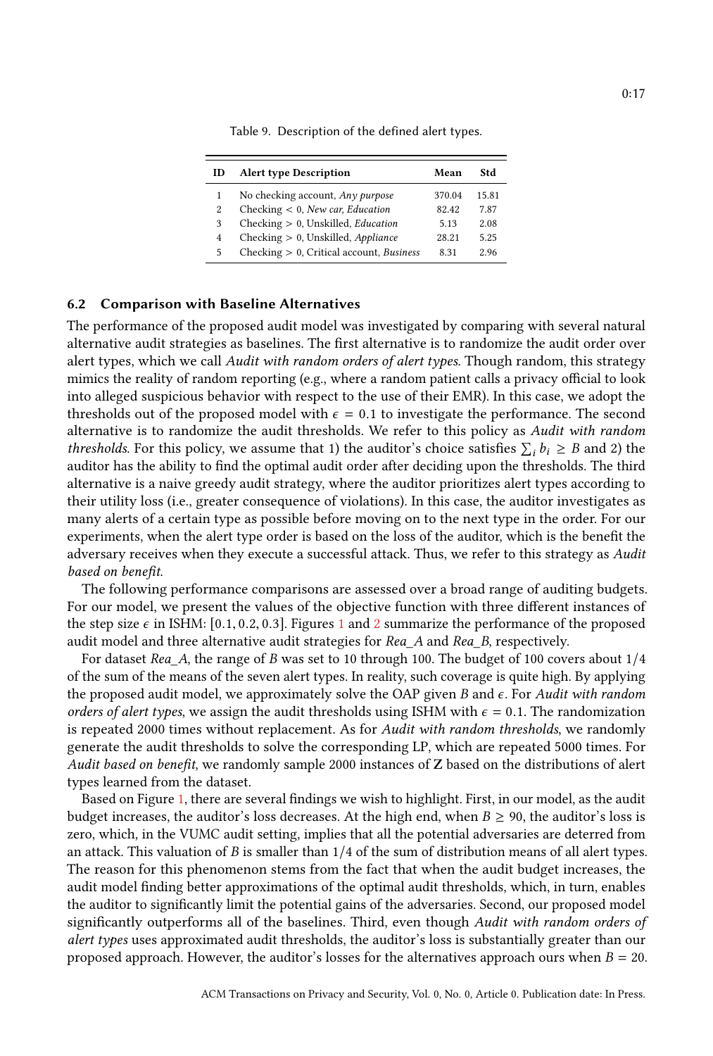Table 9. Description of the defined alert types.

| ID | Alert type Description | Mean | Std |
|---|---|---|---|
| 1 | No checking account, *Any purpose* | 370.04 | 15.81 |
| 2 | Checking < 0, *New car*, *Education* | 82.42 | 7.87 |
| 3 | Checking > 0, Unskilled, *Education* | 5.13 | 2.08 |
| 4 | Checking > 0, Unskilled, *Appliance* | 28.21 | 5.25 |
| 5 | Checking > 0, Critical account, *Business* | 8.31 | 2.96 |

### 6.2 Comparison with Baseline Alternatives

The performance of the proposed audit model was investigated by comparing with several natural alternative audit strategies as baselines. The first alternative is to randomize the audit order over alert types, which we call *Audit with random orders of alert types*. Though random, this strategy mimics the reality of random reporting (e.g., where a random patient calls a privacy official to look into alleged suspicious behavior with respect to the use of their EMR). In this case, we adopt the thresholds out of the proposed model with $\epsilon = 0.1$ to investigate the performance. The second alternative is to randomize the audit thresholds. We refer to this policy as *Audit with random thresholds*. For this policy, we assume that 1) the auditor's choice satisfies $\sum_i b_i \geq B$ and 2) the auditor has the ability to find the optimal audit order after deciding upon the thresholds. The third alternative is a naive greedy audit strategy, where the auditor prioritizes alert types according to their utility loss (i.e., greater consequence of violations). In this case, the auditor investigates as many alerts of a certain type as possible before moving on to the next type in the order. For our experiments, when the alert type order is based on the loss of the auditor, which is the benefit the adversary receives when they execute a successful attack. Thus, we refer to this strategy as *Audit based on benefit*.

The following performance comparisons are assessed over a broad range of auditing budgets. For our model, we present the values of the objective function with three different instances of the step size $\epsilon$ in ISHM: $[0.1, 0.2, 0.3]$. Figures 1 and 2 summarize the performance of the proposed audit model and three alternative audit strategies for *Rea_A* and *Rea_B*, respectively.

For dataset *Rea_A*, the range of $B$ was set to 10 through 100. The budget of 100 covers about $1/4$ of the sum of the means of the seven alert types. In reality, such coverage is quite high. By applying the proposed audit model, we approximately solve the OAP given $B$ and $\epsilon$. For *Audit with random orders of alert types*, we assign the audit thresholds using ISHM with $\epsilon = 0.1$. The randomization is repeated 2000 times without replacement. As for *Audit with random thresholds*, we randomly generate the audit thresholds to solve the corresponding LP, which are repeated 5000 times. For *Audit based on benefit*, we randomly sample 2000 instances of $\mathbf{Z}$ based on the distributions of alert types learned from the dataset.

Based on Figure 1, there are several findings we wish to highlight. First, in our model, as the audit budget increases, the auditor's loss decreases. At the high end, when $B \geq 90$, the auditor's loss is zero, which, in the VUMC audit setting, implies that all the potential adversaries are deterred from an attack. This valuation of $B$ is smaller than $1/4$ of the sum of distribution means of all alert types. The reason for this phenomenon stems from the fact that when the audit budget increases, the audit model finding better approximations of the optimal audit thresholds, which, in turn, enables the auditor to significantly limit the potential gains of the adversaries. Second, our proposed model significantly outperforms all of the baselines. Third, even though *Audit with random orders of alert types* uses approximated audit thresholds, the auditor's loss is substantially greater than our proposed approach. However, the auditor's losses for the alternatives approach ours when $B = 20$.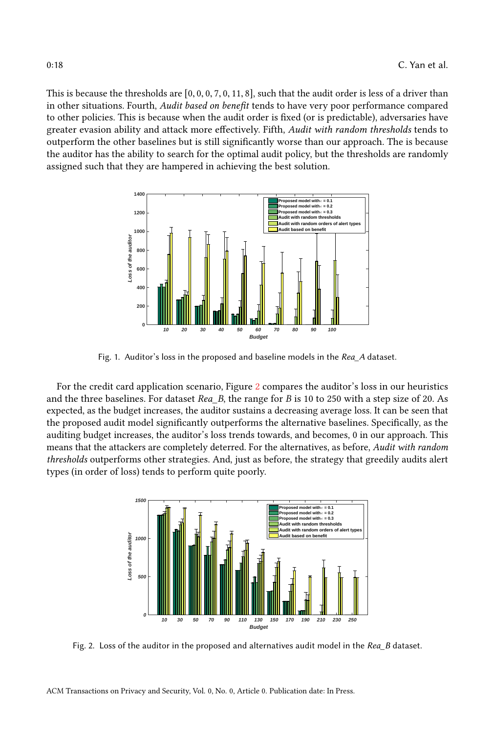This is because the thresholds are [0, 0, 0, 7, 0, 11, 8], such that the audit order is less of a driver than in other situations. Fourth, *Audit based on benefit* tends to have very poor performance compared to other policies. This is because when the audit order is fixed (or is predictable), adversaries have greater evasion ability and attack more effectively. Fifth, *Audit with random thresholds* tends to outperform the other baselines but is still significantly worse than our approach. The is because the auditor has the ability to search for the optimal audit policy, but the thresholds are randomly assigned such that they are hampered in achieving the best solution.

Fig. 1. Auditor's loss in the proposed and baseline models in the *Rea_A* dataset.

For the credit card application scenario, Figure 2 compares the auditor's loss in our heuristics and the three baselines. For dataset *Rea_B*, the range for $B$ is 10 to 250 with a step size of 20. As expected, as the budget increases, the auditor sustains a decreasing average loss. It can be seen that the proposed audit model significantly outperforms the alternative baselines. Specifically, as the auditing budget increases, the auditor's loss trends towards, and becomes, 0 in our approach. This means that the attackers are completely deterred. For the alternatives, as before, *Audit with random thresholds* outperforms other strategies. And, just as before, the strategy that greedily audits alert types (in order of loss) tends to perform quite poorly.

Fig. 2. Loss of the auditor in the proposed and alternatives audit model in the *Rea_B* dataset.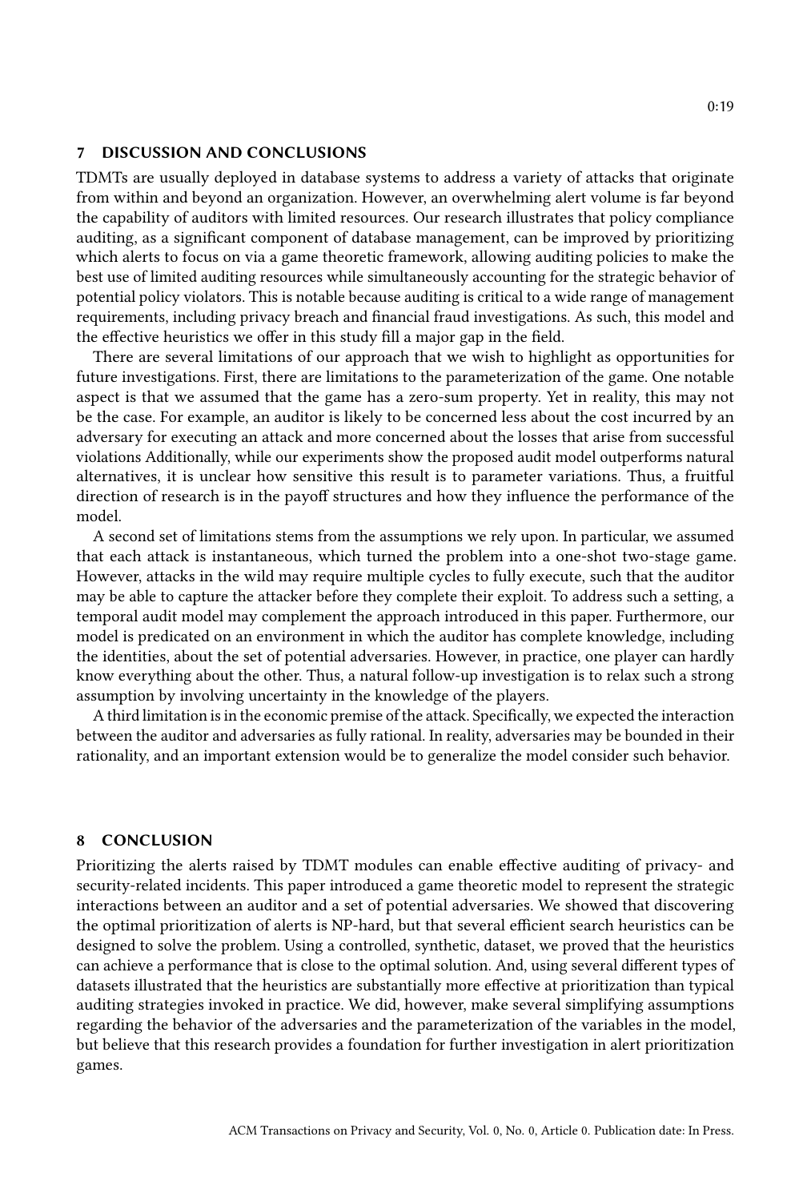## 7 DISCUSSION AND CONCLUSIONS

TDMTs are usually deployed in database systems to address a variety of attacks that originate from within and beyond an organization. However, an overwhelming alert volume is far beyond the capability of auditors with limited resources. Our research illustrates that policy compliance auditing, as a significant component of database management, can be improved by prioritizing which alerts to focus on via a game theoretic framework, allowing auditing policies to make the best use of limited auditing resources while simultaneously accounting for the strategic behavior of potential policy violators. This is notable because auditing is critical to a wide range of management requirements, including privacy breach and financial fraud investigations. As such, this model and the effective heuristics we offer in this study fill a major gap in the field.

There are several limitations of our approach that we wish to highlight as opportunities for future investigations. First, there are limitations to the parameterization of the game. One notable aspect is that we assumed that the game has a zero-sum property. Yet in reality, this may not be the case. For example, an auditor is likely to be concerned less about the cost incurred by an adversary for executing an attack and more concerned about the losses that arise from successful violations Additionally, while our experiments show the proposed audit model outperforms natural alternatives, it is unclear how sensitive this result is to parameter variations. Thus, a fruitful direction of research is in the payoff structures and how they influence the performance of the model.

A second set of limitations stems from the assumptions we rely upon. In particular, we assumed that each attack is instantaneous, which turned the problem into a one-shot two-stage game. However, attacks in the wild may require multiple cycles to fully execute, such that the auditor may be able to capture the attacker before they complete their exploit. To address such a setting, a temporal audit model may complement the approach introduced in this paper. Furthermore, our model is predicated on an environment in which the auditor has complete knowledge, including the identities, about the set of potential adversaries. However, in practice, one player can hardly know everything about the other. Thus, a natural follow-up investigation is to relax such a strong assumption by involving uncertainty in the knowledge of the players.

A third limitation is in the economic premise of the attack. Specifically, we expected the interaction between the auditor and adversaries as fully rational. In reality, adversaries may be bounded in their rationality, and an important extension would be to generalize the model consider such behavior.

## 8 CONCLUSION

Prioritizing the alerts raised by TDMT modules can enable effective auditing of privacy- and security-related incidents. This paper introduced a game theoretic model to represent the strategic interactions between an auditor and a set of potential adversaries. We showed that discovering the optimal prioritization of alerts is NP-hard, but that several efficient search heuristics can be designed to solve the problem. Using a controlled, synthetic, dataset, we proved that the heuristics can achieve a performance that is close to the optimal solution. And, using several different types of datasets illustrated that the heuristics are substantially more effective at prioritization than typical auditing strategies invoked in practice. We did, however, make several simplifying assumptions regarding the behavior of the adversaries and the parameterization of the variables in the model, but believe that this research provides a foundation for further investigation in alert prioritization games.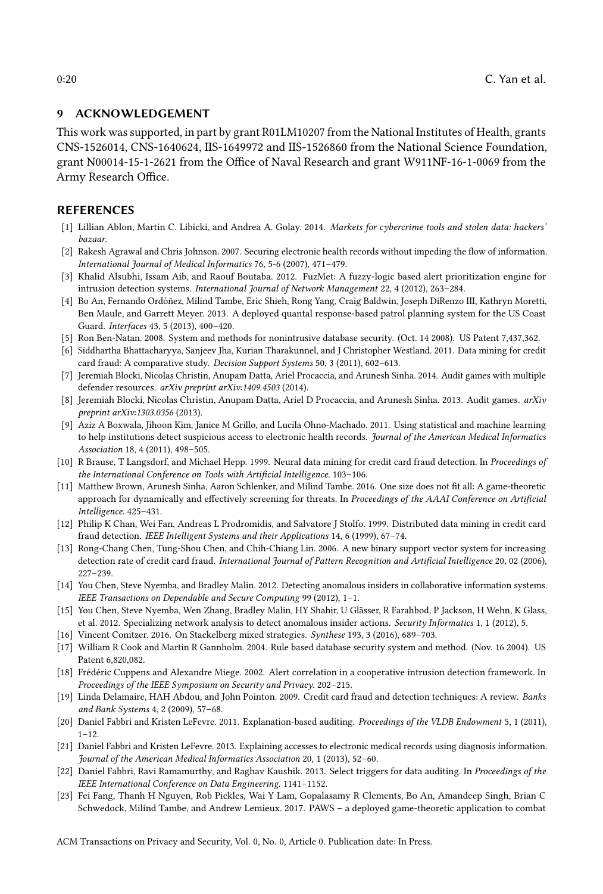## 9 ACKNOWLEDGEMENT

This work was supported, in part by grant R01LM10207 from the National Institutes of Health, grants CNS-1526014, CNS-1640624, IIS-1649972 and IIS-1526860 from the National Science Foundation, grant N00014-15-1-2621 from the Office of Naval Research and grant W911NF-16-1-0069 from the Army Research Office.

## REFERENCES

- [1] Lillian Ablon, Martin C. Libicki, and Andrea A. Golay. 2014. *Markets for cybercrime tools and stolen data: hackers' bazaar.*
- [2] Rakesh Agrawal and Chris Johnson. 2007. Securing electronic health records without impeding the flow of information. *International Journal of Medical Informatics* 76, 5-6 (2007), 471–479.
- [3] Khalid Alsubhi, Issam Aib, and Raouf Boutaba. 2012. FuzMet: A fuzzy-logic based alert prioritization engine for intrusion detection systems. *International Journal of Network Management* 22, 4 (2012), 263–284.
- [4] Bo An, Fernando Ordóñez, Milind Tambe, Eric Shieh, Rong Yang, Craig Baldwin, Joseph DiRenzo III, Kathryn Moretti, Ben Maule, and Garrett Meyer. 2013. A deployed quantal response-based patrol planning system for the US Coast Guard. *Interfaces* 43, 5 (2013), 400–420.
- [5] Ron Ben-Natan. 2008. System and methods for nonintrusive database security. (Oct. 14 2008). US Patent 7,437,362.
- [6] Siddhartha Bhattacharyya, Sanjeev Jha, Kurian Tharakunnel, and J Christopher Westland. 2011. Data mining for credit card fraud: A comparative study. *Decision Support Systems* 50, 3 (2011), 602–613.
- [7] Jeremiah Blocki, Nicolas Christin, Anupam Datta, Ariel Procaccia, and Arunesh Sinha. 2014. Audit games with multiple defender resources. *arXiv preprint arXiv:1409.4503* (2014).
- [8] Jeremiah Blocki, Nicolas Christin, Anupam Datta, Ariel D Procaccia, and Arunesh Sinha. 2013. Audit games. *arXiv preprint arXiv:1303.0356* (2013).
- [9] Aziz A Boxwala, Jihoon Kim, Janice M Grillo, and Lucila Ohno-Machado. 2011. Using statistical and machine learning to help institutions detect suspicious access to electronic health records. *Journal of the American Medical Informatics Association* 18, 4 (2011), 498–505.
- [10] R Brause, T Langsdorf, and Michael Hepp. 1999. Neural data mining for credit card fraud detection. In *Proceedings of the International Conference on Tools with Artificial Intelligence*. 103–106.
- [11] Matthew Brown, Arunesh Sinha, Aaron Schlenker, and Milind Tambe. 2016. One size does not fit all: A game-theoretic approach for dynamically and effectively screening for threats. In *Proceedings of the AAAI Conference on Artificial Intelligence*. 425–431.
- [12] Philip K Chan, Wei Fan, Andreas L Prodromidis, and Salvatore J Stolfo. 1999. Distributed data mining in credit card fraud detection. *IEEE Intelligent Systems and their Applications* 14, 6 (1999), 67–74.
- [13] Rong-Chang Chen, Tung-Shou Chen, and Chih-Chiang Lin. 2006. A new binary support vector system for increasing detection rate of credit card fraud. *International Journal of Pattern Recognition and Artificial Intelligence* 20, 02 (2006), 227–239.
- [14] You Chen, Steve Nyemba, and Bradley Malin. 2012. Detecting anomalous insiders in collaborative information systems. *IEEE Transactions on Dependable and Secure Computing* 99 (2012), 1–1.
- [15] You Chen, Steve Nyemba, Wen Zhang, Bradley Malin, HY Shahir, U Glässer, R Farahbod, P Jackson, H Wehn, K Glass, et al. 2012. Specializing network analysis to detect anomalous insider actions. *Security Informatics* 1, 1 (2012), 5.
- [16] Vincent Conitzer. 2016. On Stackelberg mixed strategies. *Synthese* 193, 3 (2016), 689–703.
- [17] William R Cook and Martin R Gannholm. 2004. Rule based database security system and method. (Nov. 16 2004). US Patent 6,820,082.
- [18] Frédéric Cuppens and Alexandre Miege. 2002. Alert correlation in a cooperative intrusion detection framework. In *Proceedings of the IEEE Symposium on Security and Privacy*. 202–215.
- [19] Linda Delamaire, HAH Abdou, and John Pointon. 2009. Credit card fraud and detection techniques: A review. *Banks and Bank Systems* 4, 2 (2009), 57–68.
- [20] Daniel Fabbri and Kristen LeFevre. 2011. Explanation-based auditing. *Proceedings of the VLDB Endowment* 5, 1 (2011), 1–12.
- [21] Daniel Fabbri and Kristen LeFevre. 2013. Explaining accesses to electronic medical records using diagnosis information. *Journal of the American Medical Informatics Association* 20, 1 (2013), 52–60.
- [22] Daniel Fabbri, Ravi Ramamurthy, and Raghav Kaushik. 2013. Select triggers for data auditing. In *Proceedings of the IEEE International Conference on Data Engineering*. 1141–1152.
- [23] Fei Fang, Thanh H Nguyen, Rob Pickles, Wai Y Lam, Gopalasamy R Clements, Bo An, Amandeep Singh, Brian C Schwedock, Milind Tambe, and Andrew Lemieux. 2017. PAWS – a deployed game-theoretic application to combat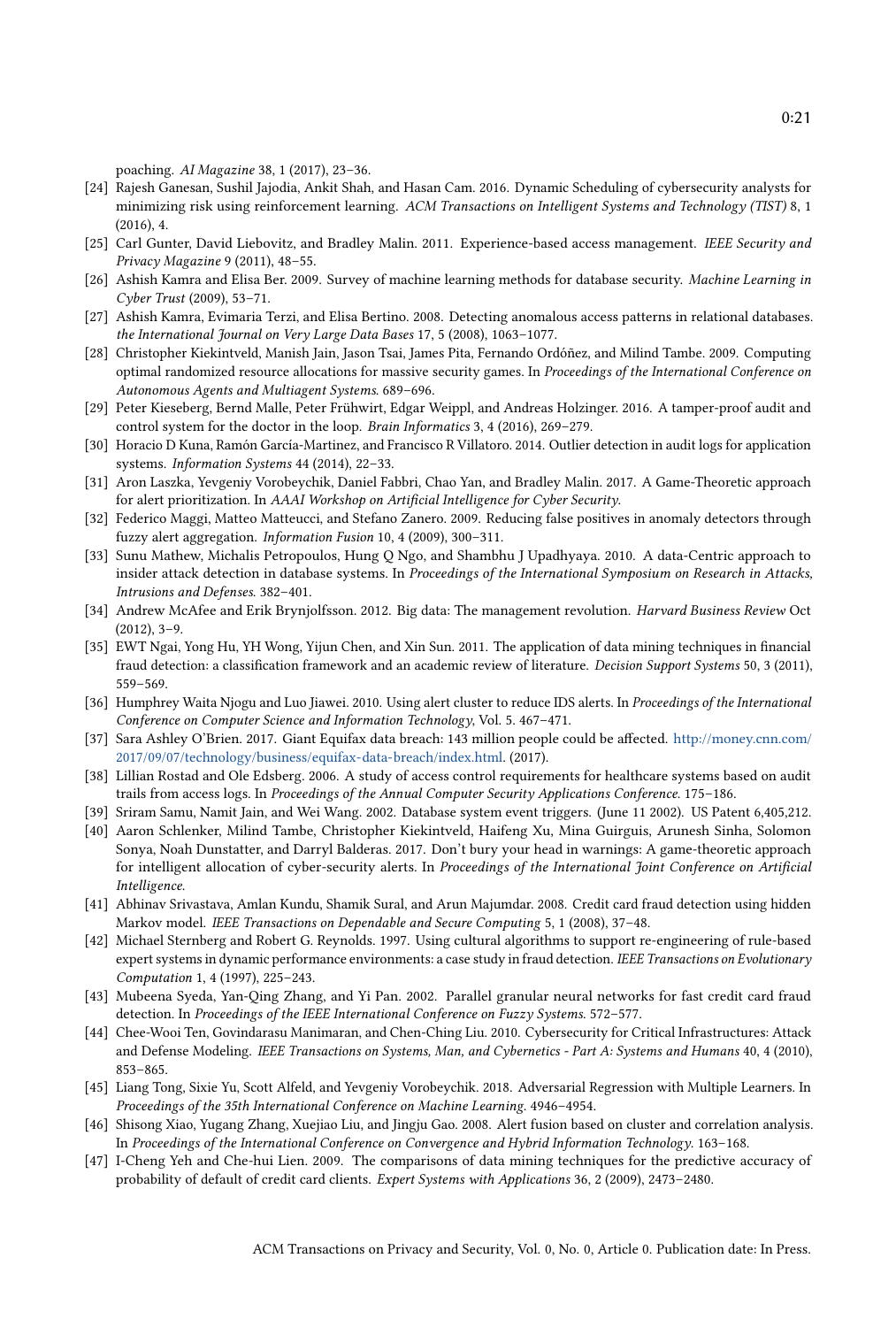poaching. *AI Magazine* 38, 1 (2017), 23–36.

[24] Rajesh Ganesan, Sushil Jajodia, Ankit Shah, and Hasan Cam. 2016. Dynamic Scheduling of cybersecurity analysts for minimizing risk using reinforcement learning. *ACM Transactions on Intelligent Systems and Technology (TIST)* 8, 1 (2016), 4.

[25] Carl Gunter, David Liebovitz, and Bradley Malin. 2011. Experience-based access management. *IEEE Security and Privacy Magazine* 9 (2011), 48–55.

[26] Ashish Kamra and Elisa Ber. 2009. Survey of machine learning methods for database security. *Machine Learning in Cyber Trust* (2009), 53–71.

[27] Ashish Kamra, Evimaria Terzi, and Elisa Bertino. 2008. Detecting anomalous access patterns in relational databases. *the International Journal on Very Large Data Bases* 17, 5 (2008), 1063–1077.

[28] Christopher Kiekintveld, Manish Jain, Jason Tsai, James Pita, Fernando Ordóñez, and Milind Tambe. 2009. Computing optimal randomized resource allocations for massive security games. In *Proceedings of the International Conference on Autonomous Agents and Multiagent Systems*. 689–696.

[29] Peter Kieseberg, Bernd Malle, Peter Frühwirt, Edgar Weippl, and Andreas Holzinger. 2016. A tamper-proof audit and control system for the doctor in the loop. *Brain Informatics* 3, 4 (2016), 269–279.

[30] Horacio D Kuna, Ramón García-Martinez, and Francisco R Villatoro. 2014. Outlier detection in audit logs for application systems. *Information Systems* 44 (2014), 22–33.

[31] Aron Laszka, Yevgeniy Vorobeychik, Daniel Fabbri, Chao Yan, and Bradley Malin. 2017. A Game-Theoretic approach for alert prioritization. In *AAAI Workshop on Artificial Intelligence for Cyber Security*.

[32] Federico Maggi, Matteo Matteucci, and Stefano Zanero. 2009. Reducing false positives in anomaly detectors through fuzzy alert aggregation. *Information Fusion* 10, 4 (2009), 300–311.

[33] Sunu Mathew, Michalis Petropoulos, Hung Q Ngo, and Shambhu J Upadhyaya. 2010. A data-Centric approach to insider attack detection in database systems. In *Proceedings of the International Symposium on Research in Attacks, Intrusions and Defenses*. 382–401.

[34] Andrew McAfee and Erik Brynjolfsson. 2012. Big data: The management revolution. *Harvard Business Review* Oct (2012), 3–9.

[35] EWT Ngai, Yong Hu, YH Wong, Yijun Chen, and Xin Sun. 2011. The application of data mining techniques in financial fraud detection: a classification framework and an academic review of literature. *Decision Support Systems* 50, 3 (2011), 559–569.

[36] Humphrey Waita Njogu and Luo Jiawei. 2010. Using alert cluster to reduce IDS alerts. In *Proceedings of the International Conference on Computer Science and Information Technology*, Vol. 5. 467–471.

[37] Sara Ashley O'Brien. 2017. Giant Equifax data breach: 143 million people could be affected. http://money.cnn.com/2017/09/07/technology/business/equifax-data-breach/index.html. (2017).

[38] Lillian Rostad and Ole Edsberg. 2006. A study of access control requirements for healthcare systems based on audit trails from access logs. In *Proceedings of the Annual Computer Security Applications Conference*. 175–186.

[39] Sriram Samu, Namit Jain, and Wei Wang. 2002. Database system event triggers. (June 11 2002). US Patent 6,405,212.

[40] Aaron Schlenker, Milind Tambe, Christopher Kiekintveld, Haifeng Xu, Mina Guirguis, Arunesh Sinha, Solomon Sonya, Noah Dunstatter, and Darryl Balderas. 2017. Don't bury your head in warnings: A game-theoretic approach for intelligent allocation of cyber-security alerts. In *Proceedings of the International Joint Conference on Artificial Intelligence*.

[41] Abhinav Srivastava, Amlan Kundu, Shamik Sural, and Arun Majumdar. 2008. Credit card fraud detection using hidden Markov model. *IEEE Transactions on Dependable and Secure Computing* 5, 1 (2008), 37–48.

[42] Michael Sternberg and Robert G. Reynolds. 1997. Using cultural algorithms to support re-engineering of rule-based expert systems in dynamic performance environments: a case study in fraud detection. *IEEE Transactions on Evolutionary Computation* 1, 4 (1997), 225–243.

[43] Mubeena Syeda, Yan-Qing Zhang, and Yi Pan. 2002. Parallel granular neural networks for fast credit card fraud detection. In *Proceedings of the IEEE International Conference on Fuzzy Systems*. 572–577.

[44] Chee-Wooi Ten, Govindarasu Manimaran, and Chen-Ching Liu. 2010. Cybersecurity for Critical Infrastructures: Attack and Defense Modeling. *IEEE Transactions on Systems, Man, and Cybernetics - Part A: Systems and Humans* 40, 4 (2010), 853–865.

[45] Liang Tong, Sixie Yu, Scott Alfeld, and Yevgeniy Vorobeychik. 2018. Adversarial Regression with Multiple Learners. In *Proceedings of the 35th International Conference on Machine Learning*. 4946–4954.

[46] Shisong Xiao, Yugang Zhang, Xuejiao Liu, and Jingju Gao. 2008. Alert fusion based on cluster and correlation analysis. In *Proceedings of the International Conference on Convergence and Hybrid Information Technology*. 163–168.

[47] I-Cheng Yeh and Che-hui Lien. 2009. The comparisons of data mining techniques for the predictive accuracy of probability of default of credit card clients. *Expert Systems with Applications* 36, 2 (2009), 2473–2480.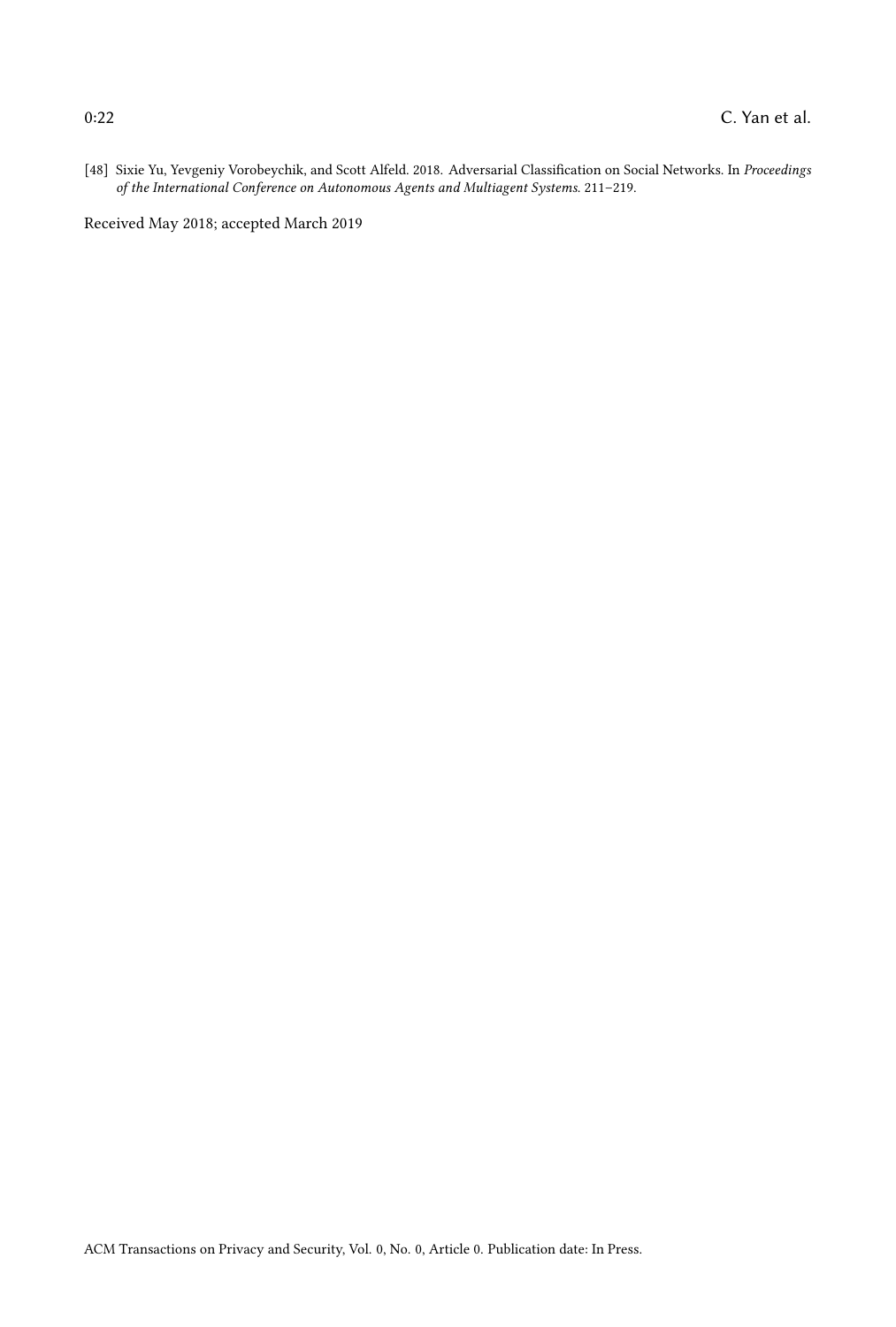[48] Sixie Yu, Yevgeniy Vorobeychik, and Scott Alfeld. 2018. Adversarial Classification on Social Networks. In *Proceedings of the International Conference on Autonomous Agents and Multiagent Systems*. 211–219.

Received May 2018; accepted March 2019